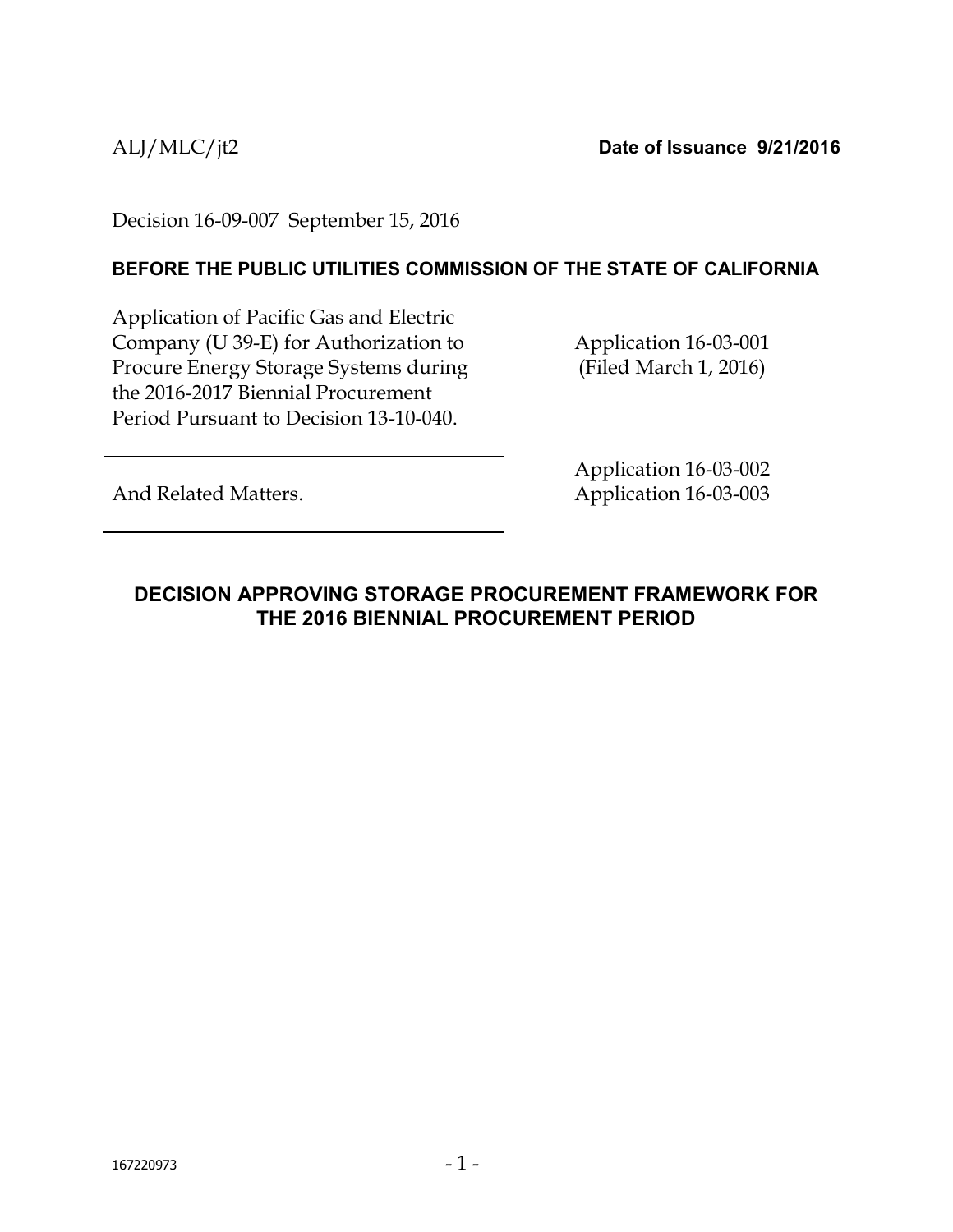ALJ/MLC/jt2 **Date of Issuance 9/21/2016**

Decision 16-09-007 September 15, 2016

**BEFORE THE PUBLIC UTILITIES COMMISSION OF THE STATE OF CALIFORNIA**

| | |
|---|---|
| Application of Pacific Gas and Electric Company (U 39-E) for Authorization to Procure Energy Storage Systems during the 2016-2017 Biennial Procurement Period Pursuant to Decision 13-10-040. | Application 16-03-001 (Filed March 1, 2016) |
| And Related Matters. | Application 16-03-002<br>Application 16-03-003 |

## DECISION APPROVING STORAGE PROCUREMENT FRAMEWORK FOR THE 2016 BIENNIAL PROCUREMENT PERIOD

167220973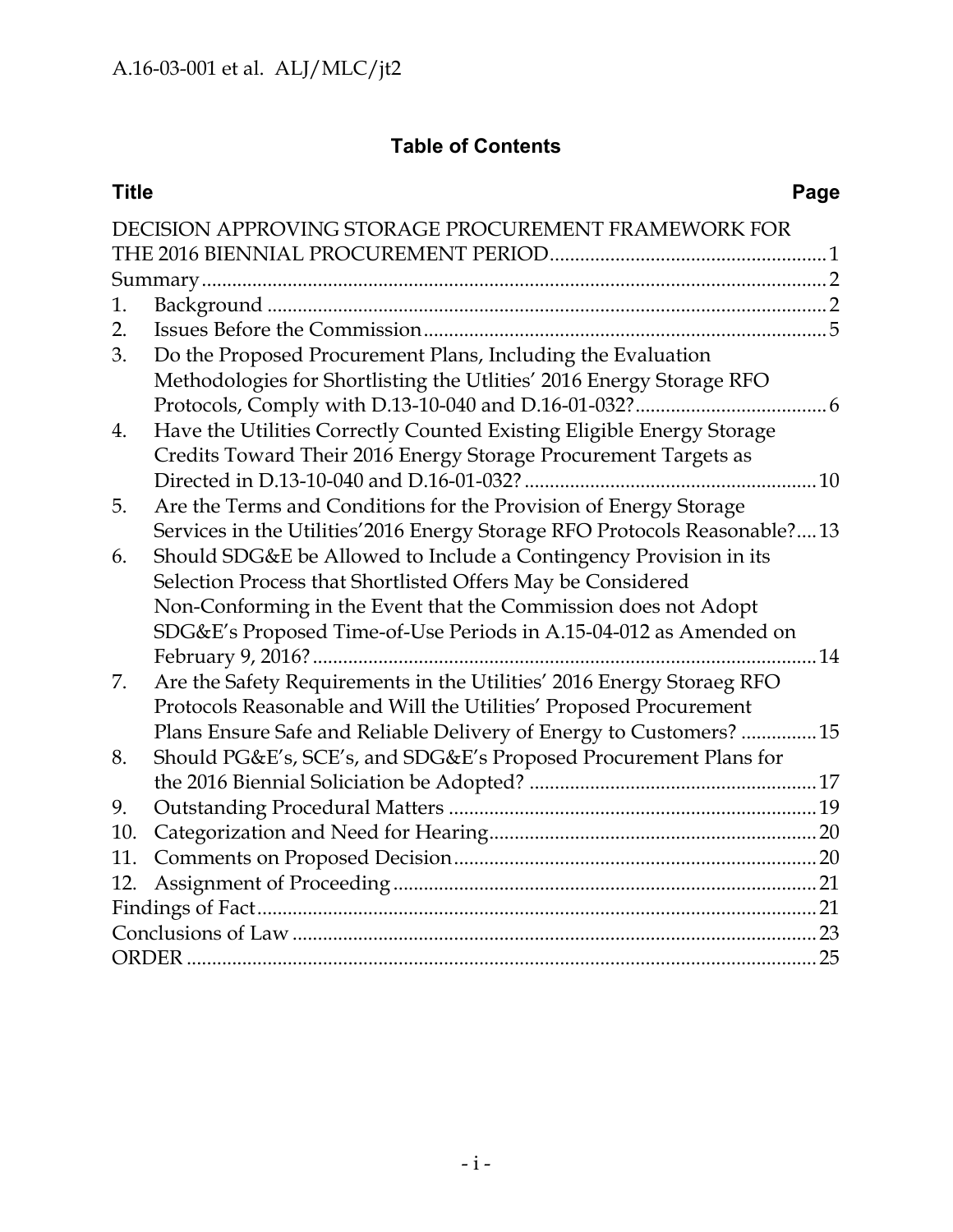# Table of Contents

| Title | Page |
|---|---|
| DECISION APPROVING STORAGE PROCUREMENT FRAMEWORK FOR THE 2016 BIENNIAL PROCUREMENT PERIOD | 1 |
| Summary | 2 |
| 1. Background | 2 |
| 2. Issues Before the Commission | 5 |
| 3. Do the Proposed Procurement Plans, Including the Evaluation Methodologies for Shortlisting the Utlities' 2016 Energy Storage RFO Protocols, Comply with D.13-10-040 and D.16-01-032? | 6 |
| 4. Have the Utilities Correctly Counted Existing Eligible Energy Storage Credits Toward Their 2016 Energy Storage Procurement Targets as Directed in D.13-10-040 and D.16-01-032? | 10 |
| 5. Are the Terms and Conditions for the Provision of Energy Storage Services in the Utilities'2016 Energy Storage RFO Protocols Reasonable? | 13 |
| 6. Should SDG&E be Allowed to Include a Contingency Provision in its Selection Process that Shortlisted Offers May be Considered Non-Conforming in the Event that the Commission does not Adopt SDG&E's Proposed Time-of-Use Periods in A.15-04-012 as Amended on February 9, 2016? | 14 |
| 7. Are the Safety Requirements in the Utilities' 2016 Energy Storaeg RFO Protocols Reasonable and Will the Utilities' Proposed Procurement Plans Ensure Safe and Reliable Delivery of Energy to Customers? | 15 |
| 8. Should PG&E's, SCE's, and SDG&E's Proposed Procurement Plans for the 2016 Biennial Soliciation be Adopted? | 17 |
| 9. Outstanding Procedural Matters | 19 |
| 10. Categorization and Need for Hearing | 20 |
| 11. Comments on Proposed Decision | 20 |
| 12. Assignment of Proceeding | 21 |
| Findings of Fact | 21 |
| Conclusions of Law | 23 |
| ORDER | 25 |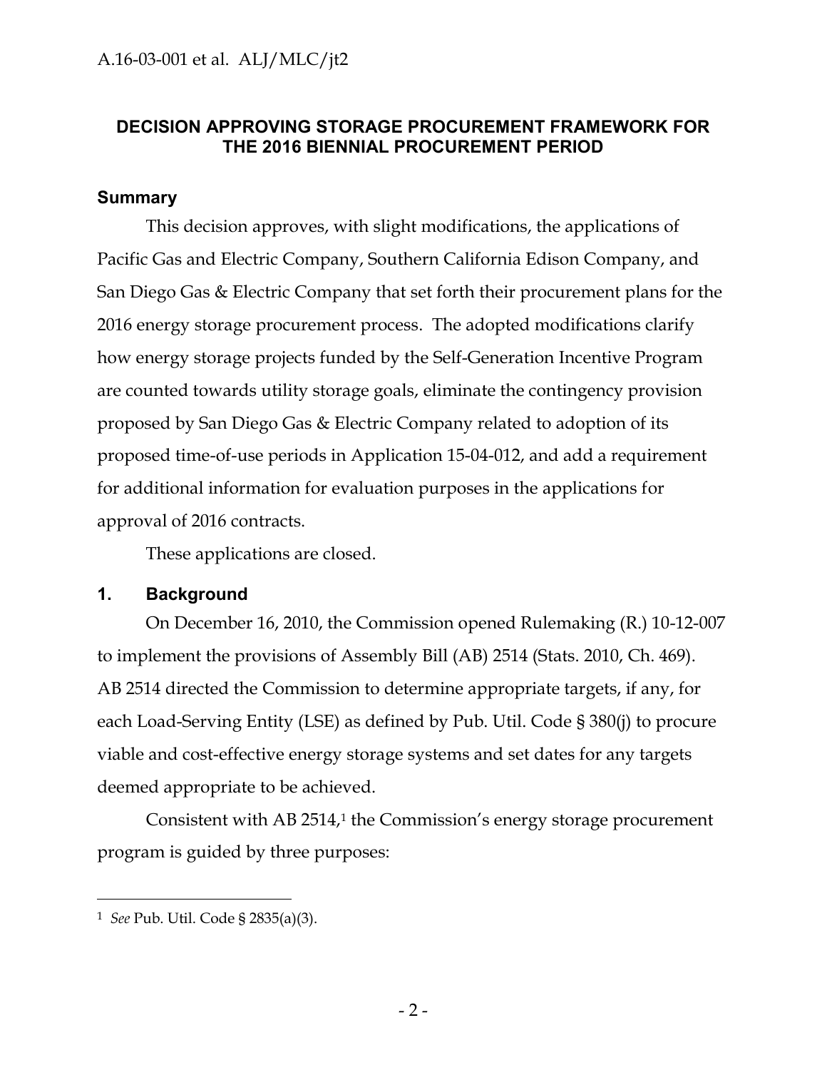## DECISION APPROVING STORAGE PROCUREMENT FRAMEWORK FOR THE 2016 BIENNIAL PROCUREMENT PERIOD

### Summary

This decision approves, with slight modifications, the applications of Pacific Gas and Electric Company, Southern California Edison Company, and San Diego Gas & Electric Company that set forth their procurement plans for the 2016 energy storage procurement process. The adopted modifications clarify how energy storage projects funded by the Self-Generation Incentive Program are counted towards utility storage goals, eliminate the contingency provision proposed by San Diego Gas & Electric Company related to adoption of its proposed time-of-use periods in Application 15-04-012, and add a requirement for additional information for evaluation purposes in the applications for approval of 2016 contracts.

These applications are closed.

### 1. Background

On December 16, 2010, the Commission opened Rulemaking (R.) 10-12-007 to implement the provisions of Assembly Bill (AB) 2514 (Stats. 2010, Ch. 469). AB 2514 directed the Commission to determine appropriate targets, if any, for each Load-Serving Entity (LSE) as defined by Pub. Util. Code § 380(j) to procure viable and cost-effective energy storage systems and set dates for any targets deemed appropriate to be achieved.

Consistent with AB 2514,[1] the Commission's energy storage procurement program is guided by three purposes:

---

[1] *See* Pub. Util. Code § 2835(a)(3).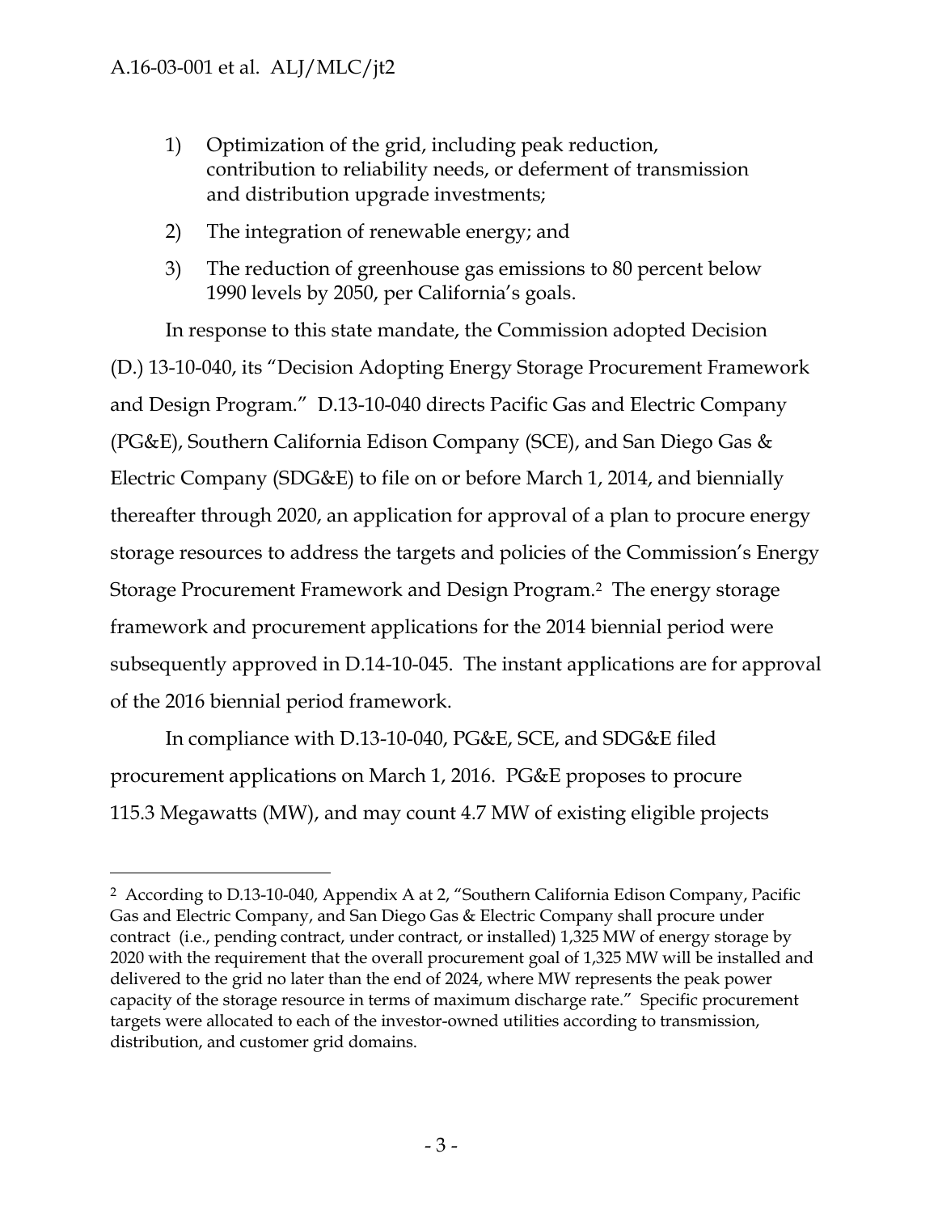1) Optimization of the grid, including peak reduction, contribution to reliability needs, or deferment of transmission and distribution upgrade investments;

2) The integration of renewable energy; and

3) The reduction of greenhouse gas emissions to 80 percent below 1990 levels by 2050, per California's goals.

In response to this state mandate, the Commission adopted Decision (D.) 13-10-040, its "Decision Adopting Energy Storage Procurement Framework and Design Program." D.13-10-040 directs Pacific Gas and Electric Company (PG&E), Southern California Edison Company (SCE), and San Diego Gas & Electric Company (SDG&E) to file on or before March 1, 2014, and biennially thereafter through 2020, an application for approval of a plan to procure energy storage resources to address the targets and policies of the Commission's Energy Storage Procurement Framework and Design Program.[2] The energy storage framework and procurement applications for the 2014 biennial period were subsequently approved in D.14-10-045. The instant applications are for approval of the 2016 biennial period framework.

In compliance with D.13-10-040, PG&E, SCE, and SDG&E filed procurement applications on March 1, 2016. PG&E proposes to procure 115.3 Megawatts (MW), and may count 4.7 MW of existing eligible projects

---

[2] According to D.13-10-040, Appendix A at 2, "Southern California Edison Company, Pacific Gas and Electric Company, and San Diego Gas & Electric Company shall procure under contract (i.e., pending contract, under contract, or installed) 1,325 MW of energy storage by 2020 with the requirement that the overall procurement goal of 1,325 MW will be installed and delivered to the grid no later than the end of 2024, where MW represents the peak power capacity of the storage resource in terms of maximum discharge rate." Specific procurement targets were allocated to each of the investor-owned utilities according to transmission, distribution, and customer grid domains.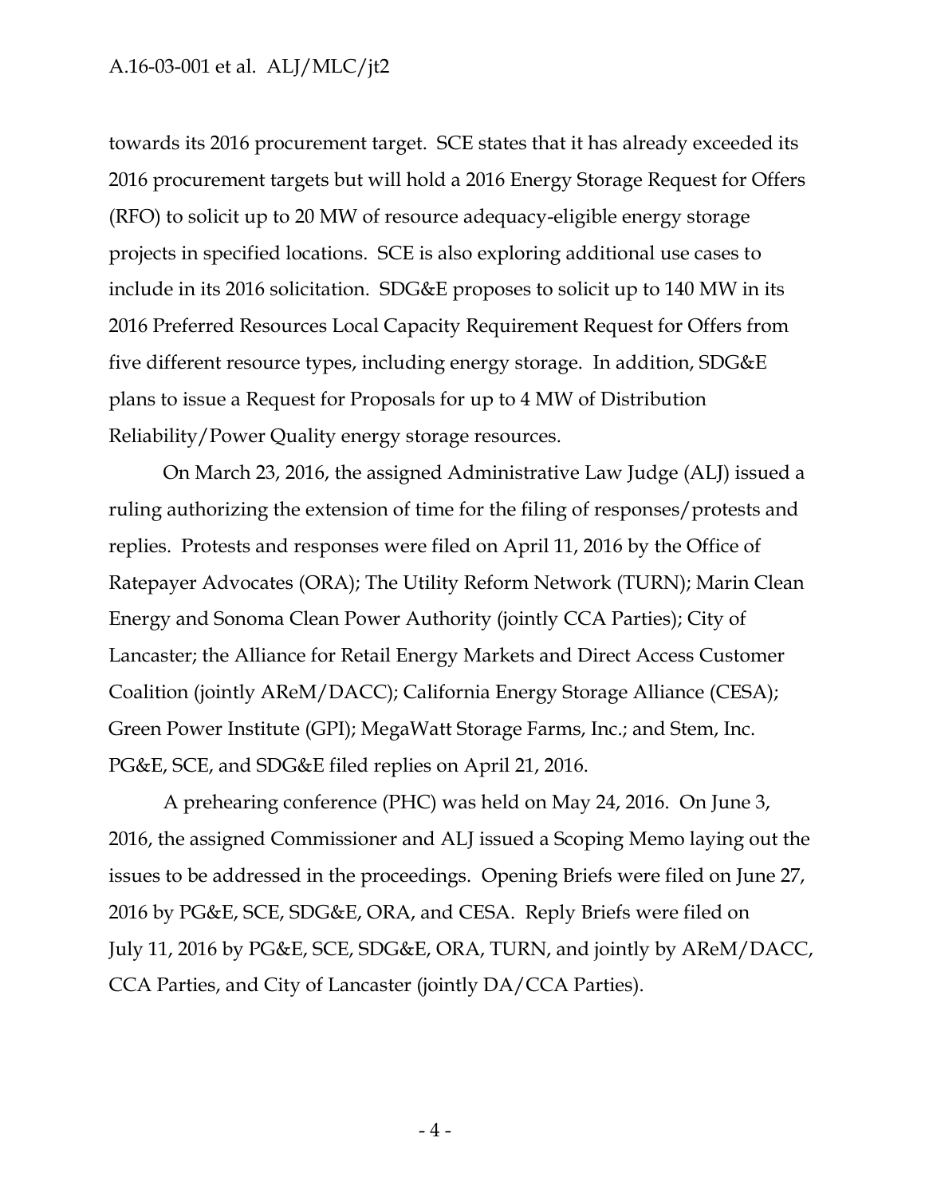towards its 2016 procurement target. SCE states that it has already exceeded its 2016 procurement targets but will hold a 2016 Energy Storage Request for Offers (RFO) to solicit up to 20 MW of resource adequacy-eligible energy storage projects in specified locations. SCE is also exploring additional use cases to include in its 2016 solicitation. SDG&E proposes to solicit up to 140 MW in its 2016 Preferred Resources Local Capacity Requirement Request for Offers from five different resource types, including energy storage. In addition, SDG&E plans to issue a Request for Proposals for up to 4 MW of Distribution Reliability/Power Quality energy storage resources.

On March 23, 2016, the assigned Administrative Law Judge (ALJ) issued a ruling authorizing the extension of time for the filing of responses/protests and replies. Protests and responses were filed on April 11, 2016 by the Office of Ratepayer Advocates (ORA); The Utility Reform Network (TURN); Marin Clean Energy and Sonoma Clean Power Authority (jointly CCA Parties); City of Lancaster; the Alliance for Retail Energy Markets and Direct Access Customer Coalition (jointly AReM/DACC); California Energy Storage Alliance (CESA); Green Power Institute (GPI); MegaWatt Storage Farms, Inc.; and Stem, Inc. PG&E, SCE, and SDG&E filed replies on April 21, 2016.

A prehearing conference (PHC) was held on May 24, 2016. On June 3, 2016, the assigned Commissioner and ALJ issued a Scoping Memo laying out the issues to be addressed in the proceedings. Opening Briefs were filed on June 27, 2016 by PG&E, SCE, SDG&E, ORA, and CESA. Reply Briefs were filed on July 11, 2016 by PG&E, SCE, SDG&E, ORA, TURN, and jointly by AReM/DACC, CCA Parties, and City of Lancaster (jointly DA/CCA Parties).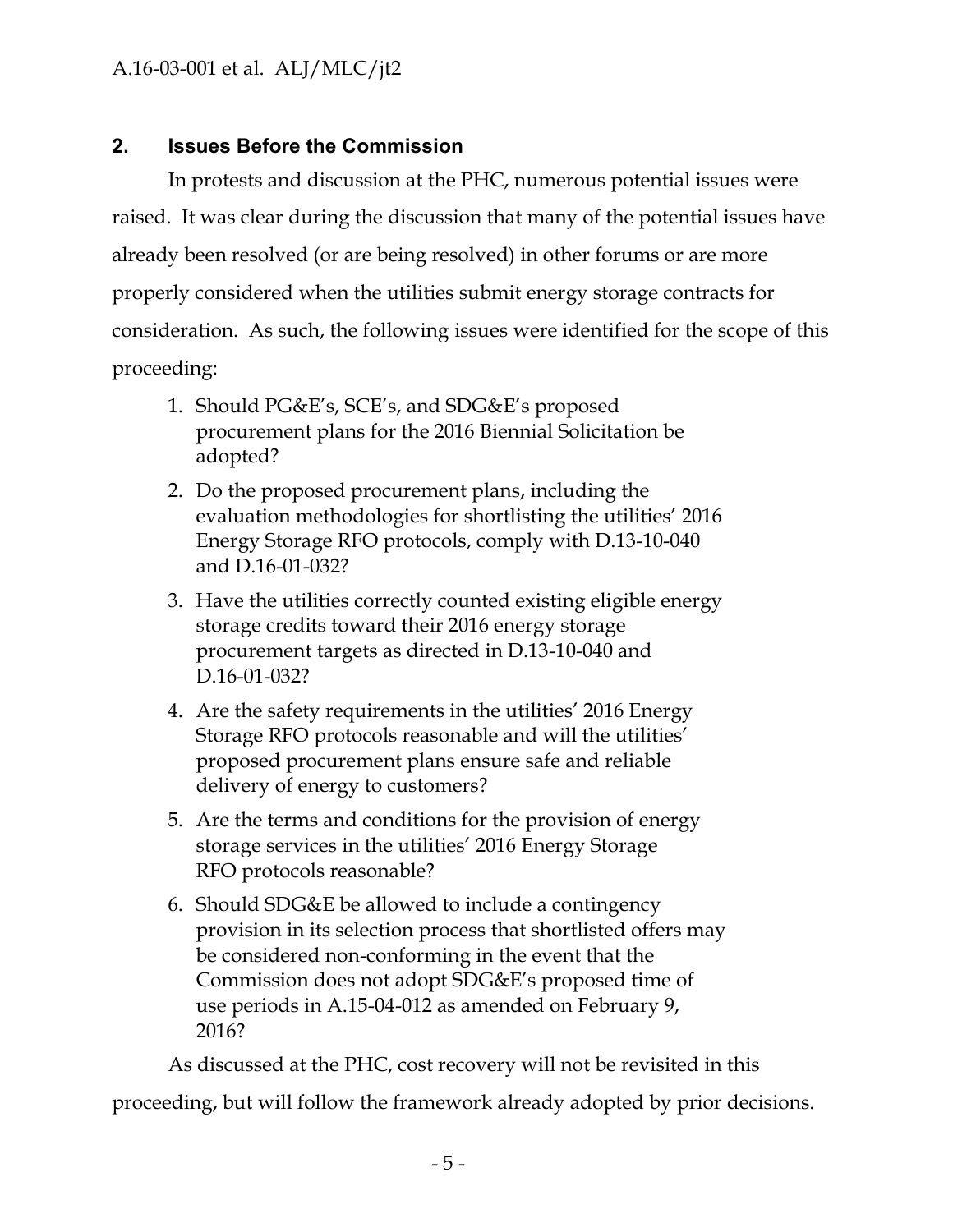## 2. Issues Before the Commission

In protests and discussion at the PHC, numerous potential issues were raised. It was clear during the discussion that many of the potential issues have already been resolved (or are being resolved) in other forums or are more properly considered when the utilities submit energy storage contracts for consideration. As such, the following issues were identified for the scope of this proceeding:

1. Should PG&E's, SCE's, and SDG&E's proposed procurement plans for the 2016 Biennial Solicitation be adopted?
2. Do the proposed procurement plans, including the evaluation methodologies for shortlisting the utilities' 2016 Energy Storage RFO protocols, comply with D.13-10-040 and D.16-01-032?
3. Have the utilities correctly counted existing eligible energy storage credits toward their 2016 energy storage procurement targets as directed in D.13-10-040 and D.16-01-032?
4. Are the safety requirements in the utilities' 2016 Energy Storage RFO protocols reasonable and will the utilities' proposed procurement plans ensure safe and reliable delivery of energy to customers?
5. Are the terms and conditions for the provision of energy storage services in the utilities' 2016 Energy Storage RFO protocols reasonable?
6. Should SDG&E be allowed to include a contingency provision in its selection process that shortlisted offers may be considered non-conforming in the event that the Commission does not adopt SDG&E's proposed time of use periods in A.15-04-012 as amended on February 9, 2016?

As discussed at the PHC, cost recovery will not be revisited in this proceeding, but will follow the framework already adopted by prior decisions.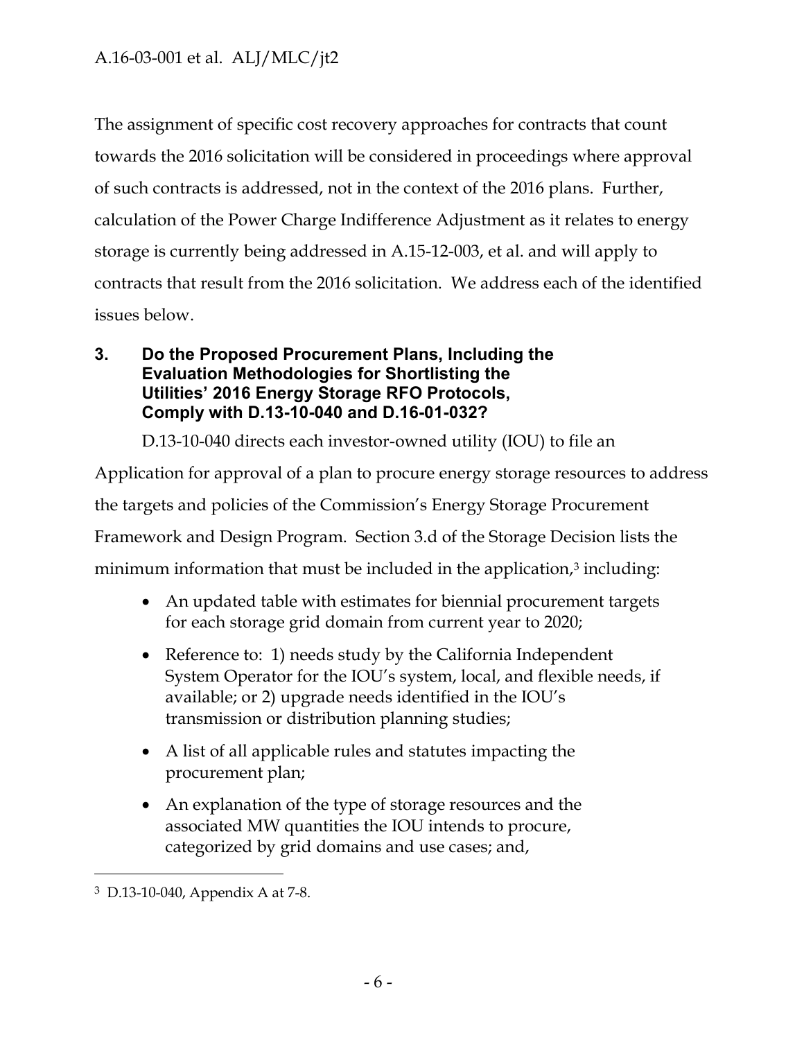The assignment of specific cost recovery approaches for contracts that count towards the 2016 solicitation will be considered in proceedings where approval of such contracts is addressed, not in the context of the 2016 plans. Further, calculation of the Power Charge Indifference Adjustment as it relates to energy storage is currently being addressed in A.15-12-003, et al. and will apply to contracts that result from the 2016 solicitation. We address each of the identified issues below.

## 3. Do the Proposed Procurement Plans, Including the Evaluation Methodologies for Shortlisting the Utilities' 2016 Energy Storage RFO Protocols, Comply with D.13-10-040 and D.16-01-032?

D.13-10-040 directs each investor-owned utility (IOU) to file an Application for approval of a plan to procure energy storage resources to address the targets and policies of the Commission's Energy Storage Procurement Framework and Design Program. Section 3.d of the Storage Decision lists the minimum information that must be included in the application,[3] including:

- An updated table with estimates for biennial procurement targets for each storage grid domain from current year to 2020;
- Reference to: 1) needs study by the California Independent System Operator for the IOU's system, local, and flexible needs, if available; or 2) upgrade needs identified in the IOU's transmission or distribution planning studies;
- A list of all applicable rules and statutes impacting the procurement plan;
- An explanation of the type of storage resources and the associated MW quantities the IOU intends to procure, categorized by grid domains and use cases; and,

[3] D.13-10-040, Appendix A at 7-8.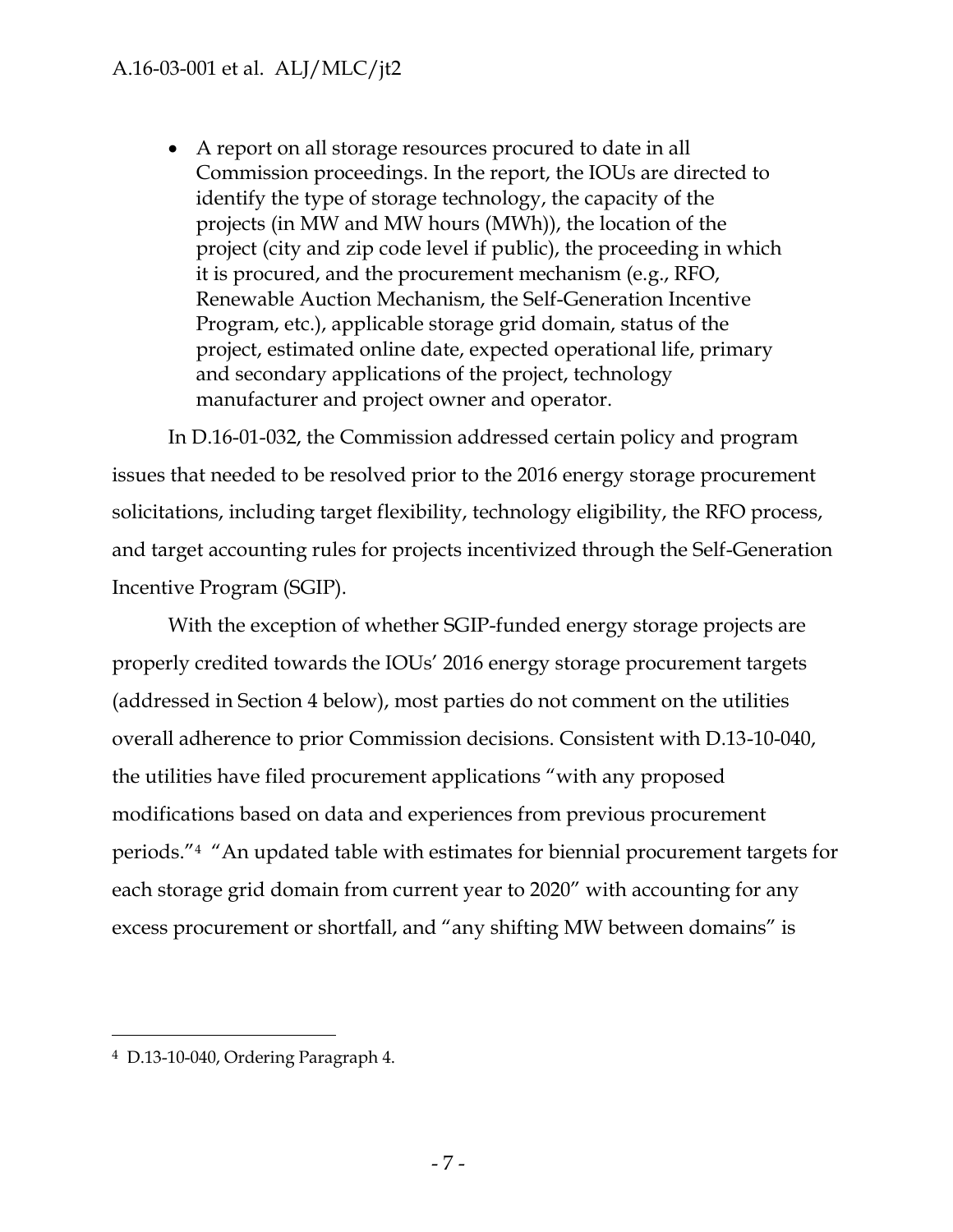- A report on all storage resources procured to date in all Commission proceedings. In the report, the IOUs are directed to identify the type of storage technology, the capacity of the projects (in MW and MW hours (MWh)), the location of the project (city and zip code level if public), the proceeding in which it is procured, and the procurement mechanism (e.g., RFO, Renewable Auction Mechanism, the Self-Generation Incentive Program, etc.), applicable storage grid domain, status of the project, estimated online date, expected operational life, primary and secondary applications of the project, technology manufacturer and project owner and operator.

In D.16-01-032, the Commission addressed certain policy and program issues that needed to be resolved prior to the 2016 energy storage procurement solicitations, including target flexibility, technology eligibility, the RFO process, and target accounting rules for projects incentivized through the Self-Generation Incentive Program (SGIP).

With the exception of whether SGIP-funded energy storage projects are properly credited towards the IOUs' 2016 energy storage procurement targets (addressed in Section 4 below), most parties do not comment on the utilities overall adherence to prior Commission decisions. Consistent with D.13-10-040, the utilities have filed procurement applications "with any proposed modifications based on data and experiences from previous procurement periods."[4] "An updated table with estimates for biennial procurement targets for each storage grid domain from current year to 2020" with accounting for any excess procurement or shortfall, and "any shifting MW between domains" is

[4] D.13-10-040, Ordering Paragraph 4.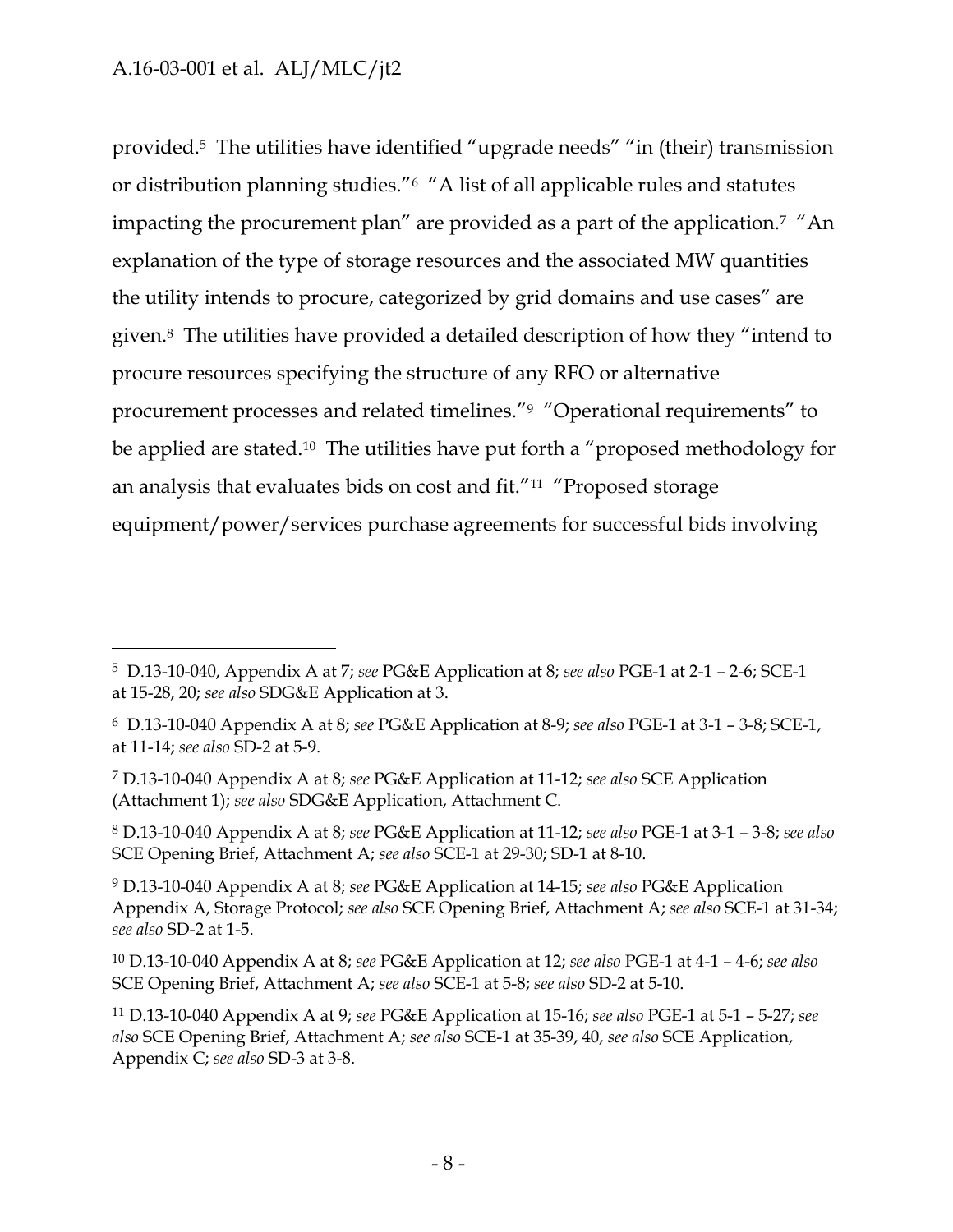provided.[5] The utilities have identified "upgrade needs" "in (their) transmission or distribution planning studies."[6] "A list of all applicable rules and statutes impacting the procurement plan" are provided as a part of the application.[7] "An explanation of the type of storage resources and the associated MW quantities the utility intends to procure, categorized by grid domains and use cases" are given.[8] The utilities have provided a detailed description of how they "intend to procure resources specifying the structure of any RFO or alternative procurement processes and related timelines."[9] "Operational requirements" to be applied are stated.[10] The utilities have put forth a "proposed methodology for an analysis that evaluates bids on cost and fit."[11] "Proposed storage equipment/power/services purchase agreements for successful bids involving

---

[5] D.13-10-040, Appendix A at 7; *see* PG&E Application at 8; *see also* PGE-1 at 2-1 – 2-6; SCE-1 at 15-28, 20; *see also* SDG&E Application at 3.

[6] D.13-10-040 Appendix A at 8; *see* PG&E Application at 8-9; *see also* PGE-1 at 3-1 – 3-8; SCE-1, at 11-14; *see also* SD-2 at 5-9.

[7] D.13-10-040 Appendix A at 8; *see* PG&E Application at 11-12; *see also* SCE Application (Attachment 1); *see also* SDG&E Application, Attachment C.

[8] D.13-10-040 Appendix A at 8; *see* PG&E Application at 11-12; *see also* PGE-1 at 3-1 – 3-8; *see also* SCE Opening Brief, Attachment A; *see also* SCE-1 at 29-30; SD-1 at 8-10.

[9] D.13-10-040 Appendix A at 8; *see* PG&E Application at 14-15; *see also* PG&E Application Appendix A, Storage Protocol; *see also* SCE Opening Brief, Attachment A; *see also* SCE-1 at 31-34; *see also* SD-2 at 1-5.

[10] D.13-10-040 Appendix A at 8; *see* PG&E Application at 12; *see also* PGE-1 at 4-1 – 4-6; *see also* SCE Opening Brief, Attachment A; *see also* SCE-1 at 5-8; *see also* SD-2 at 5-10.

[11] D.13-10-040 Appendix A at 9; *see* PG&E Application at 15-16; *see also* PGE-1 at 5-1 – 5-27; *see also* SCE Opening Brief, Attachment A; *see also* SCE-1 at 35-39, 40, *see also* SCE Application, Appendix C; *see also* SD-3 at 3-8.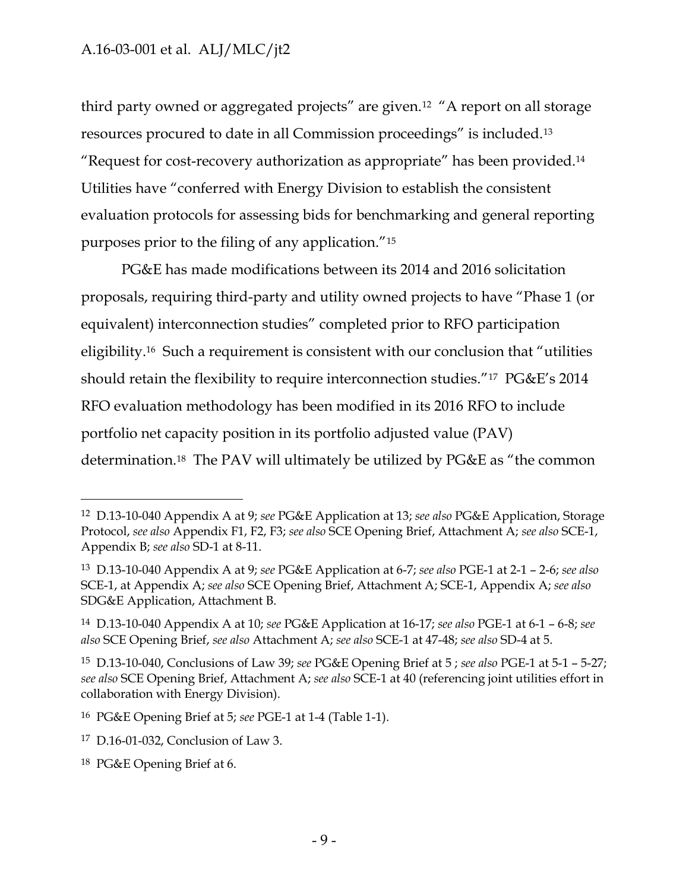third party owned or aggregated projects" are given.[12] "A report on all storage resources procured to date in all Commission proceedings" is included.[13] "Request for cost-recovery authorization as appropriate" has been provided.[14] Utilities have "conferred with Energy Division to establish the consistent evaluation protocols for assessing bids for benchmarking and general reporting purposes prior to the filing of any application."[15]

PG&E has made modifications between its 2014 and 2016 solicitation proposals, requiring third-party and utility owned projects to have "Phase 1 (or equivalent) interconnection studies" completed prior to RFO participation eligibility.[16] Such a requirement is consistent with our conclusion that "utilities should retain the flexibility to require interconnection studies."[17] PG&E's 2014 RFO evaluation methodology has been modified in its 2016 RFO to include portfolio net capacity position in its portfolio adjusted value (PAV) determination.[18] The PAV will ultimately be utilized by PG&E as "the common

---

[12] D.13-10-040 Appendix A at 9; *see* PG&E Application at 13; *see also* PG&E Application, Storage Protocol, *see also* Appendix F1, F2, F3; *see also* SCE Opening Brief, Attachment A; *see also* SCE-1, Appendix B; *see also* SD-1 at 8-11.

[13] D.13-10-040 Appendix A at 9; *see* PG&E Application at 6-7; *see also* PGE-1 at 2-1 – 2-6; *see also* SCE-1, at Appendix A; *see also* SCE Opening Brief, Attachment A; SCE-1, Appendix A; *see also* SDG&E Application, Attachment B.

[14] D.13-10-040 Appendix A at 10; *see* PG&E Application at 16-17; *see also* PGE-1 at 6-1 – 6-8; *see also* SCE Opening Brief, *see also* Attachment A; *see also* SCE-1 at 47-48; *see also* SD-4 at 5.

[15] D.13-10-040, Conclusions of Law 39; *see* PG&E Opening Brief at 5 ; *see also* PGE-1 at 5-1 – 5-27; *see also* SCE Opening Brief, Attachment A; *see also* SCE-1 at 40 (referencing joint utilities effort in collaboration with Energy Division).

[16] PG&E Opening Brief at 5; *see* PGE-1 at 1-4 (Table 1-1).

[17] D.16-01-032, Conclusion of Law 3.

[18] PG&E Opening Brief at 6.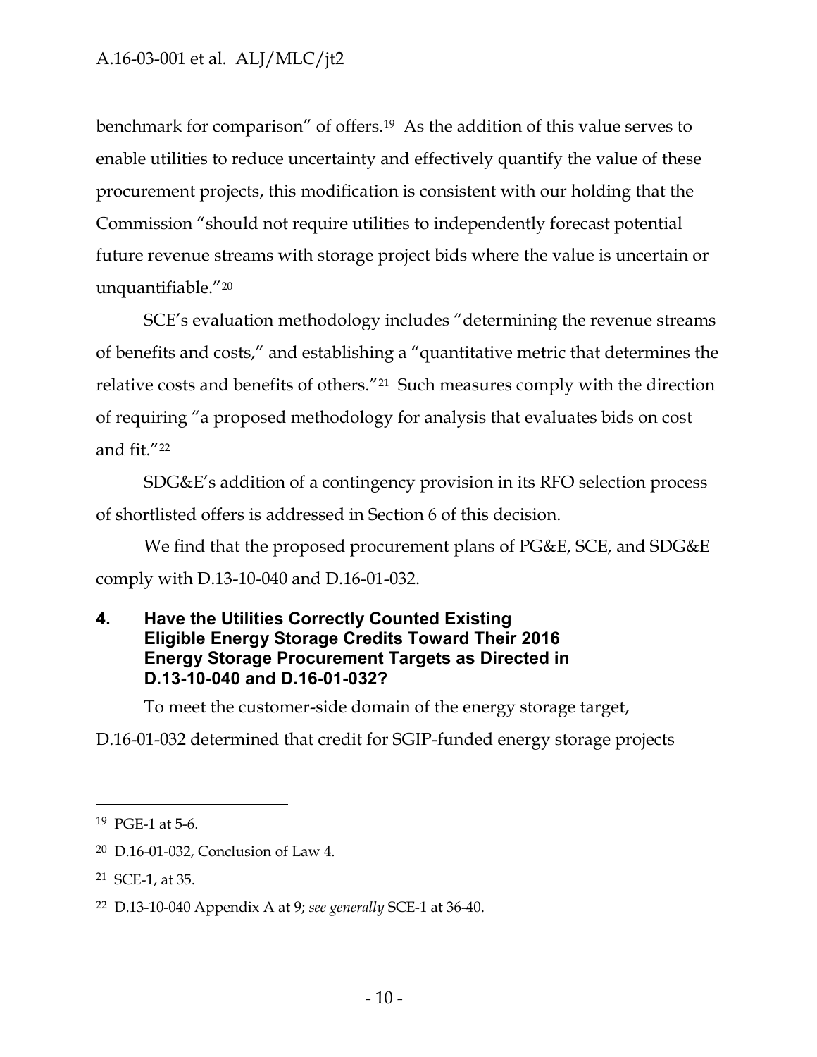benchmark for comparison" of offers.[19] As the addition of this value serves to enable utilities to reduce uncertainty and effectively quantify the value of these procurement projects, this modification is consistent with our holding that the Commission "should not require utilities to independently forecast potential future revenue streams with storage project bids where the value is uncertain or unquantifiable."[20]

SCE's evaluation methodology includes "determining the revenue streams of benefits and costs," and establishing a "quantitative metric that determines the relative costs and benefits of others."[21] Such measures comply with the direction of requiring "a proposed methodology for analysis that evaluates bids on cost and fit."[22]

SDG&E's addition of a contingency provision in its RFO selection process of shortlisted offers is addressed in Section 6 of this decision.

We find that the proposed procurement plans of PG&E, SCE, and SDG&E comply with D.13-10-040 and D.16-01-032.

## 4. Have the Utilities Correctly Counted Existing Eligible Energy Storage Credits Toward Their 2016 Energy Storage Procurement Targets as Directed in D.13-10-040 and D.16-01-032?

To meet the customer-side domain of the energy storage target, D.16-01-032 determined that credit for SGIP-funded energy storage projects

---

[19] PGE-1 at 5-6.

[20] D.16-01-032, Conclusion of Law 4.

[21] SCE-1, at 35.

[22] D.13-10-040 Appendix A at 9; *see generally* SCE-1 at 36-40.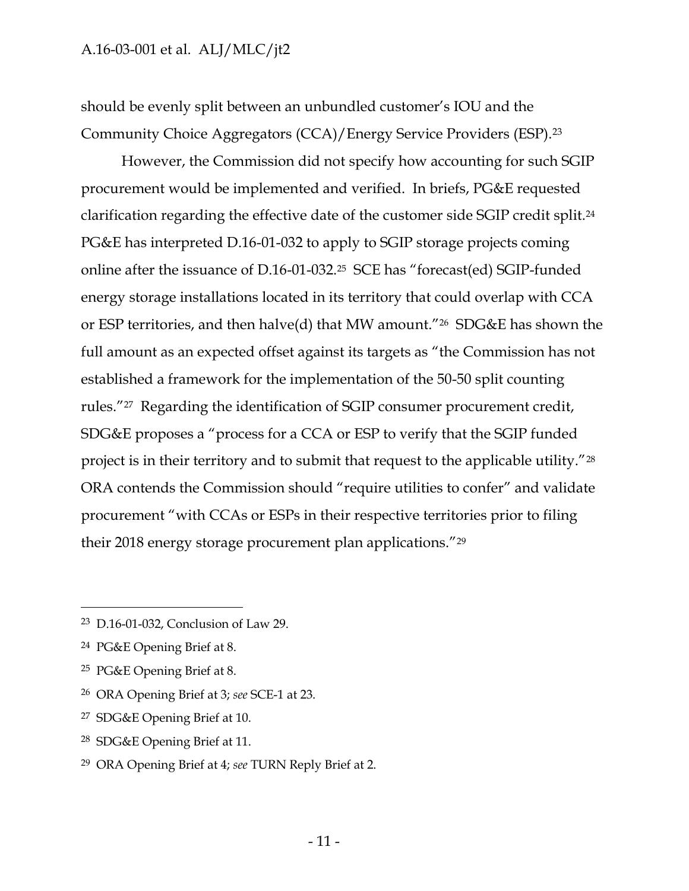should be evenly split between an unbundled customer's IOU and the Community Choice Aggregators (CCA)/Energy Service Providers (ESP).[23]

However, the Commission did not specify how accounting for such SGIP procurement would be implemented and verified. In briefs, PG&E requested clarification regarding the effective date of the customer side SGIP credit split.[24] PG&E has interpreted D.16-01-032 to apply to SGIP storage projects coming online after the issuance of D.16-01-032.[25] SCE has "forecast(ed) SGIP-funded energy storage installations located in its territory that could overlap with CCA or ESP territories, and then halve(d) that MW amount."[26] SDG&E has shown the full amount as an expected offset against its targets as "the Commission has not established a framework for the implementation of the 50-50 split counting rules."[27] Regarding the identification of SGIP consumer procurement credit, SDG&E proposes a "process for a CCA or ESP to verify that the SGIP funded project is in their territory and to submit that request to the applicable utility."[28] ORA contends the Commission should "require utilities to confer" and validate procurement "with CCAs or ESPs in their respective territories prior to filing their 2018 energy storage procurement plan applications."[29]

---

[23] D.16-01-032, Conclusion of Law 29.

[24] PG&E Opening Brief at 8.

[25] PG&E Opening Brief at 8.

[26] ORA Opening Brief at 3; *see* SCE-1 at 23.

[27] SDG&E Opening Brief at 10.

[28] SDG&E Opening Brief at 11.

[29] ORA Opening Brief at 4; *see* TURN Reply Brief at 2.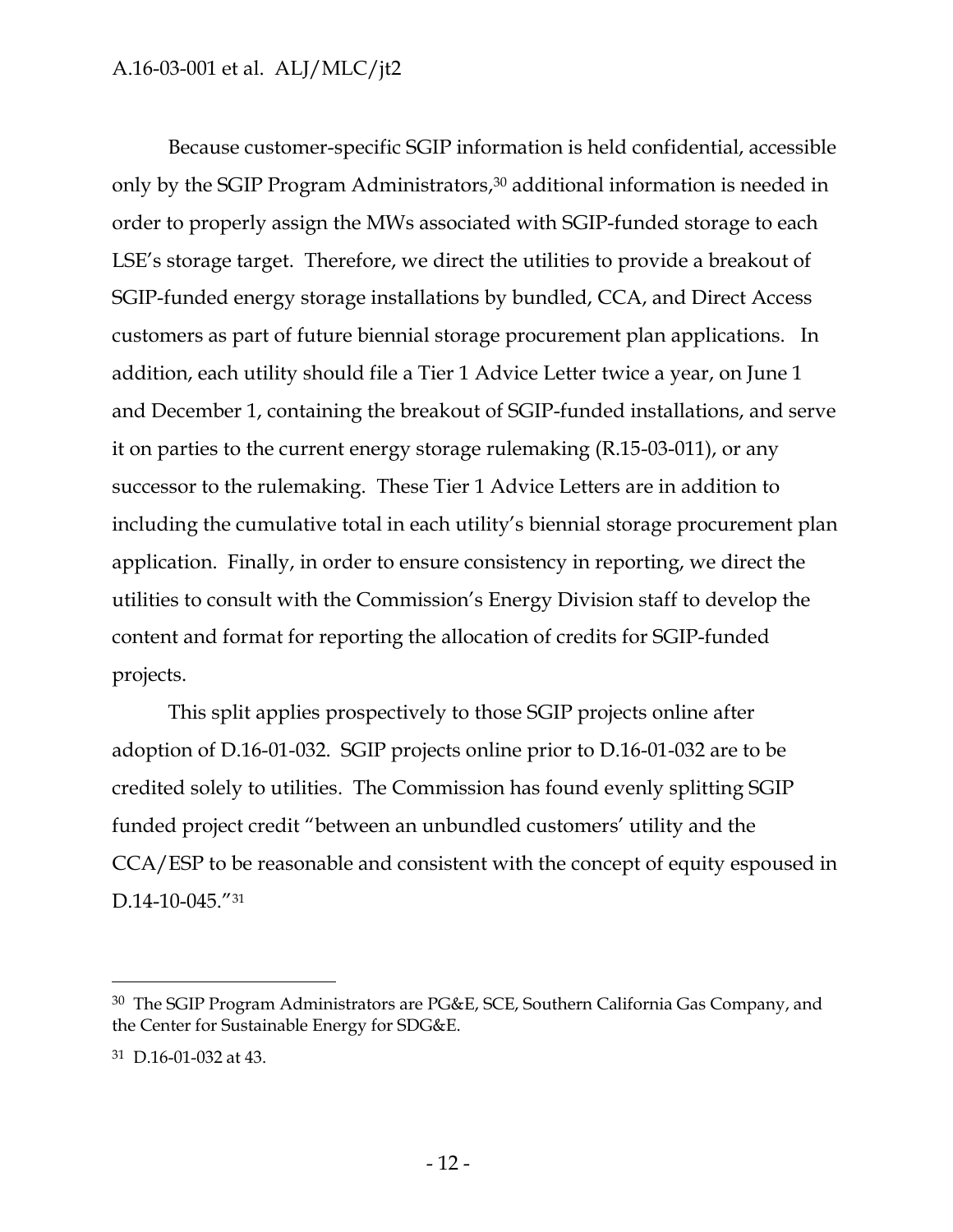Because customer-specific SGIP information is held confidential, accessible only by the SGIP Program Administrators,[30] additional information is needed in order to properly assign the MWs associated with SGIP-funded storage to each LSE's storage target. Therefore, we direct the utilities to provide a breakout of SGIP-funded energy storage installations by bundled, CCA, and Direct Access customers as part of future biennial storage procurement plan applications. In addition, each utility should file a Tier 1 Advice Letter twice a year, on June 1 and December 1, containing the breakout of SGIP-funded installations, and serve it on parties to the current energy storage rulemaking (R.15-03-011), or any successor to the rulemaking. These Tier 1 Advice Letters are in addition to including the cumulative total in each utility's biennial storage procurement plan application. Finally, in order to ensure consistency in reporting, we direct the utilities to consult with the Commission's Energy Division staff to develop the content and format for reporting the allocation of credits for SGIP-funded projects.

This split applies prospectively to those SGIP projects online after adoption of D.16-01-032. SGIP projects online prior to D.16-01-032 are to be credited solely to utilities. The Commission has found evenly splitting SGIP funded project credit "between an unbundled customers' utility and the CCA/ESP to be reasonable and consistent with the concept of equity espoused in D.14-10-045."[31]

---

[30] The SGIP Program Administrators are PG&E, SCE, Southern California Gas Company, and the Center for Sustainable Energy for SDG&E.

[31] D.16-01-032 at 43.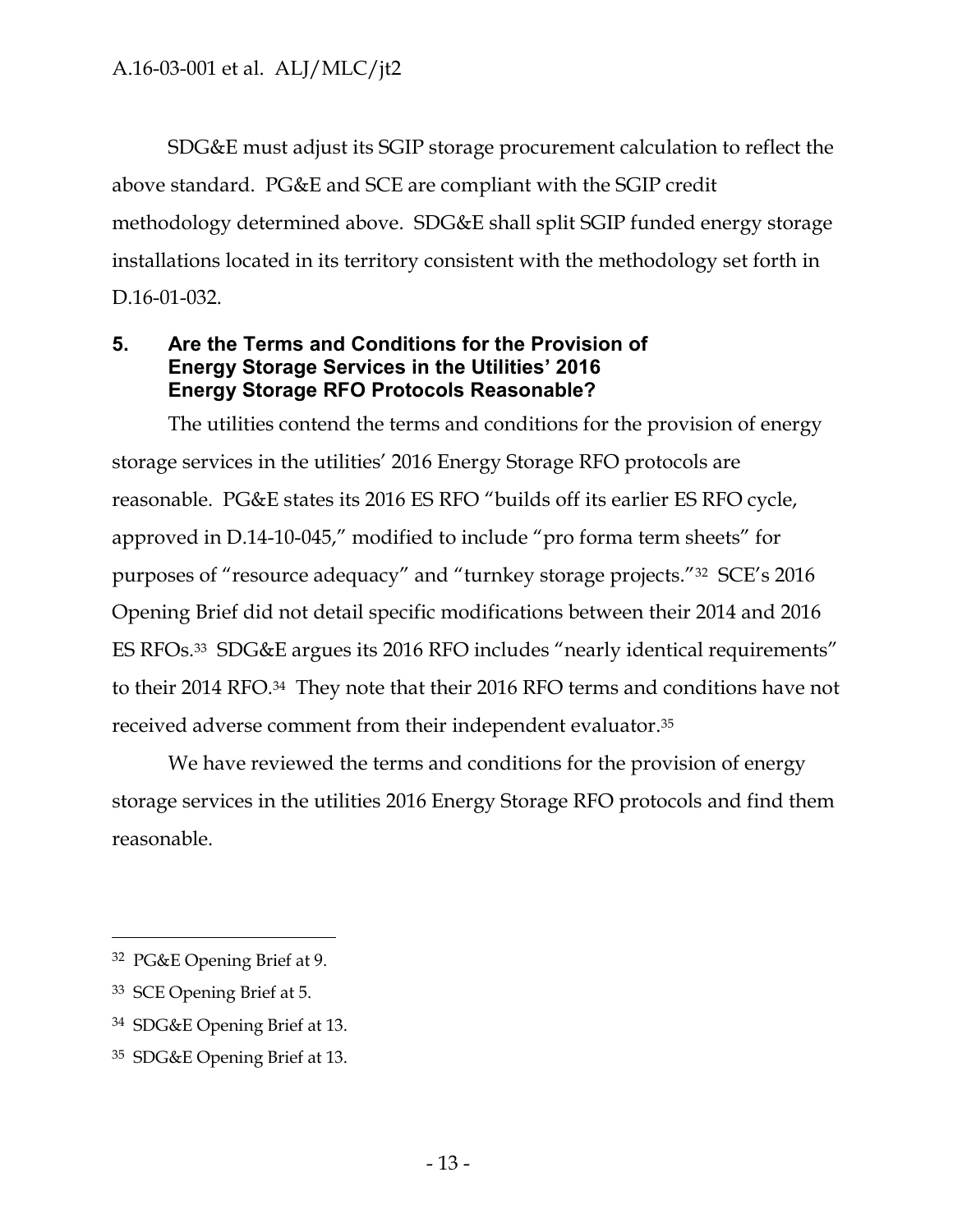SDG&E must adjust its SGIP storage procurement calculation to reflect the above standard. PG&E and SCE are compliant with the SGIP credit methodology determined above. SDG&E shall split SGIP funded energy storage installations located in its territory consistent with the methodology set forth in D.16-01-032.

## 5. Are the Terms and Conditions for the Provision of Energy Storage Services in the Utilities' 2016 Energy Storage RFO Protocols Reasonable?

The utilities contend the terms and conditions for the provision of energy storage services in the utilities' 2016 Energy Storage RFO protocols are reasonable. PG&E states its 2016 ES RFO "builds off its earlier ES RFO cycle, approved in D.14-10-045," modified to include "pro forma term sheets" for purposes of "resource adequacy" and "turnkey storage projects."[32] SCE's 2016 Opening Brief did not detail specific modifications between their 2014 and 2016 ES RFOs.[33] SDG&E argues its 2016 RFO includes "nearly identical requirements" to their 2014 RFO.[34] They note that their 2016 RFO terms and conditions have not received adverse comment from their independent evaluator.[35]

We have reviewed the terms and conditions for the provision of energy storage services in the utilities 2016 Energy Storage RFO protocols and find them reasonable.

---

[32] PG&E Opening Brief at 9.

[33] SCE Opening Brief at 5.

[34] SDG&E Opening Brief at 13.

[35] SDG&E Opening Brief at 13.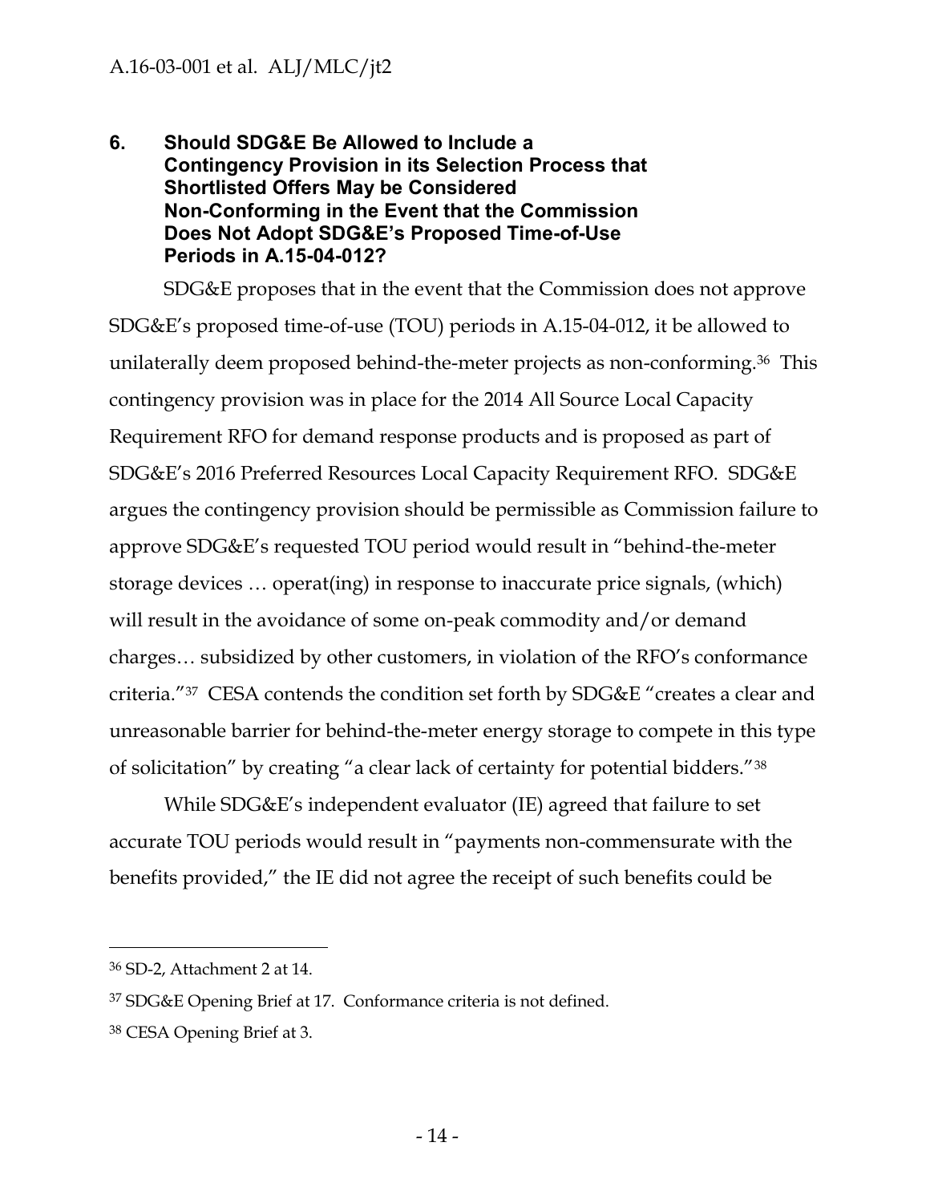## 6. Should SDG&E Be Allowed to Include a Contingency Provision in its Selection Process that Shortlisted Offers May be Considered Non-Conforming in the Event that the Commission Does Not Adopt SDG&E's Proposed Time-of-Use Periods in A.15-04-012?

SDG&E proposes that in the event that the Commission does not approve SDG&E's proposed time-of-use (TOU) periods in A.15-04-012, it be allowed to unilaterally deem proposed behind-the-meter projects as non-conforming.[36] This contingency provision was in place for the 2014 All Source Local Capacity Requirement RFO for demand response products and is proposed as part of SDG&E's 2016 Preferred Resources Local Capacity Requirement RFO. SDG&E argues the contingency provision should be permissible as Commission failure to approve SDG&E's requested TOU period would result in "behind-the-meter storage devices … operat(ing) in response to inaccurate price signals, (which) will result in the avoidance of some on-peak commodity and/or demand charges… subsidized by other customers, in violation of the RFO's conformance criteria."[37] CESA contends the condition set forth by SDG&E "creates a clear and unreasonable barrier for behind-the-meter energy storage to compete in this type of solicitation" by creating "a clear lack of certainty for potential bidders."[38]

While SDG&E's independent evaluator (IE) agreed that failure to set accurate TOU periods would result in "payments non-commensurate with the benefits provided," the IE did not agree the receipt of such benefits could be

---

[36] SD-2, Attachment 2 at 14.

[37] SDG&E Opening Brief at 17. Conformance criteria is not defined.

[38] CESA Opening Brief at 3.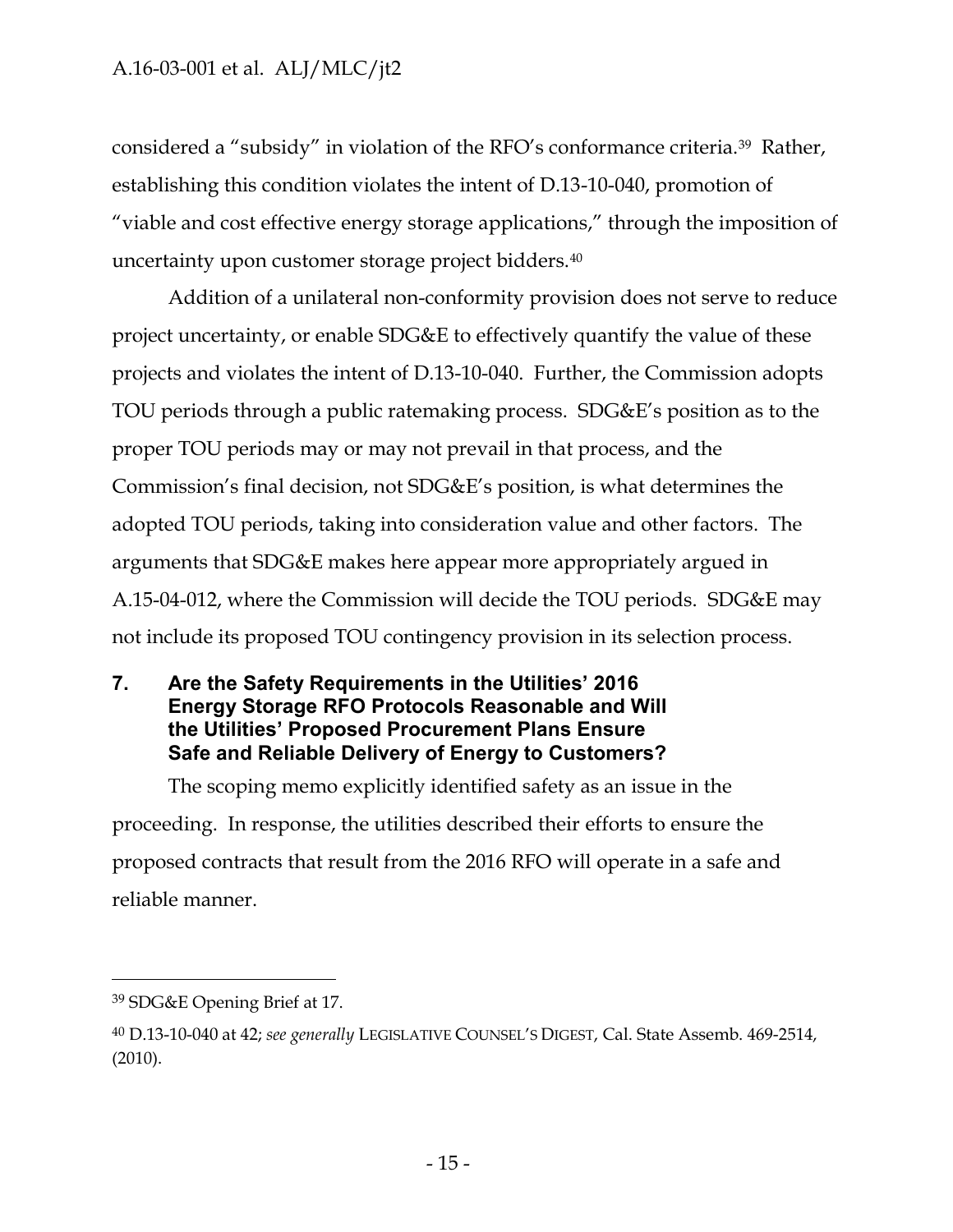considered a "subsidy" in violation of the RFO's conformance criteria.[39] Rather, establishing this condition violates the intent of D.13-10-040, promotion of "viable and cost effective energy storage applications," through the imposition of uncertainty upon customer storage project bidders.[40]

Addition of a unilateral non-conformity provision does not serve to reduce project uncertainty, or enable SDG&E to effectively quantify the value of these projects and violates the intent of D.13-10-040. Further, the Commission adopts TOU periods through a public ratemaking process. SDG&E's position as to the proper TOU periods may or may not prevail in that process, and the Commission's final decision, not SDG&E's position, is what determines the adopted TOU periods, taking into consideration value and other factors. The arguments that SDG&E makes here appear more appropriately argued in A.15-04-012, where the Commission will decide the TOU periods. SDG&E may not include its proposed TOU contingency provision in its selection process.

## 7. Are the Safety Requirements in the Utilities' 2016 Energy Storage RFO Protocols Reasonable and Will the Utilities' Proposed Procurement Plans Ensure Safe and Reliable Delivery of Energy to Customers?

The scoping memo explicitly identified safety as an issue in the proceeding. In response, the utilities described their efforts to ensure the proposed contracts that result from the 2016 RFO will operate in a safe and reliable manner.

---

[39] SDG&E Opening Brief at 17.

[40] D.13-10-040 at 42; *see generally* LEGISLATIVE COUNSEL'S DIGEST, Cal. State Assemb. 469-2514, (2010).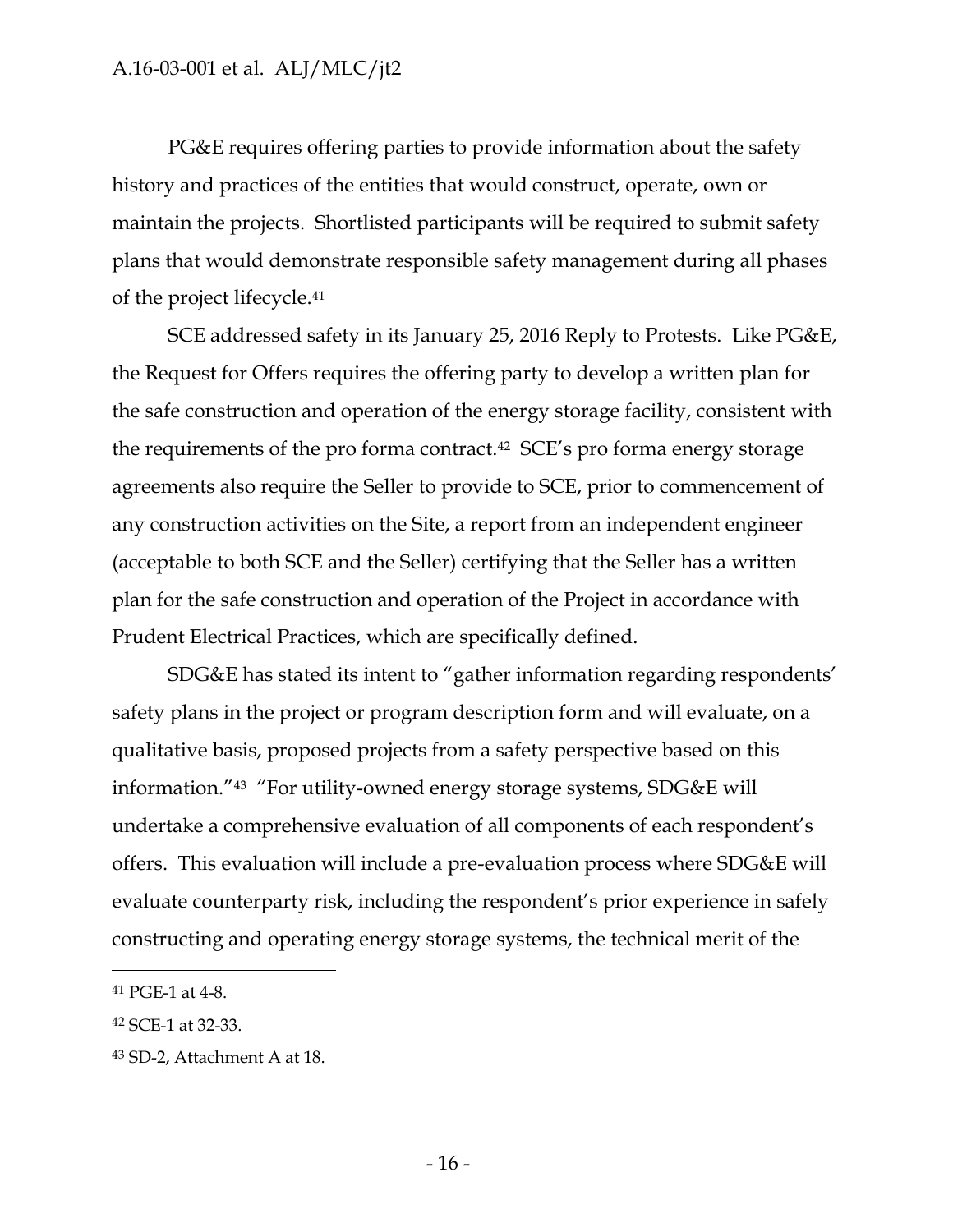PG&E requires offering parties to provide information about the safety history and practices of the entities that would construct, operate, own or maintain the projects. Shortlisted participants will be required to submit safety plans that would demonstrate responsible safety management during all phases of the project lifecycle.[41]

SCE addressed safety in its January 25, 2016 Reply to Protests. Like PG&E, the Request for Offers requires the offering party to develop a written plan for the safe construction and operation of the energy storage facility, consistent with the requirements of the pro forma contract.[42] SCE's pro forma energy storage agreements also require the Seller to provide to SCE, prior to commencement of any construction activities on the Site, a report from an independent engineer (acceptable to both SCE and the Seller) certifying that the Seller has a written plan for the safe construction and operation of the Project in accordance with Prudent Electrical Practices, which are specifically defined.

SDG&E has stated its intent to "gather information regarding respondents' safety plans in the project or program description form and will evaluate, on a qualitative basis, proposed projects from a safety perspective based on this information."[43] "For utility-owned energy storage systems, SDG&E will undertake a comprehensive evaluation of all components of each respondent's offers. This evaluation will include a pre-evaluation process where SDG&E will evaluate counterparty risk, including the respondent's prior experience in safely constructing and operating energy storage systems, the technical merit of the

---

[41] PGE-1 at 4-8.

[42] SCE-1 at 32-33.

[43] SD-2, Attachment A at 18.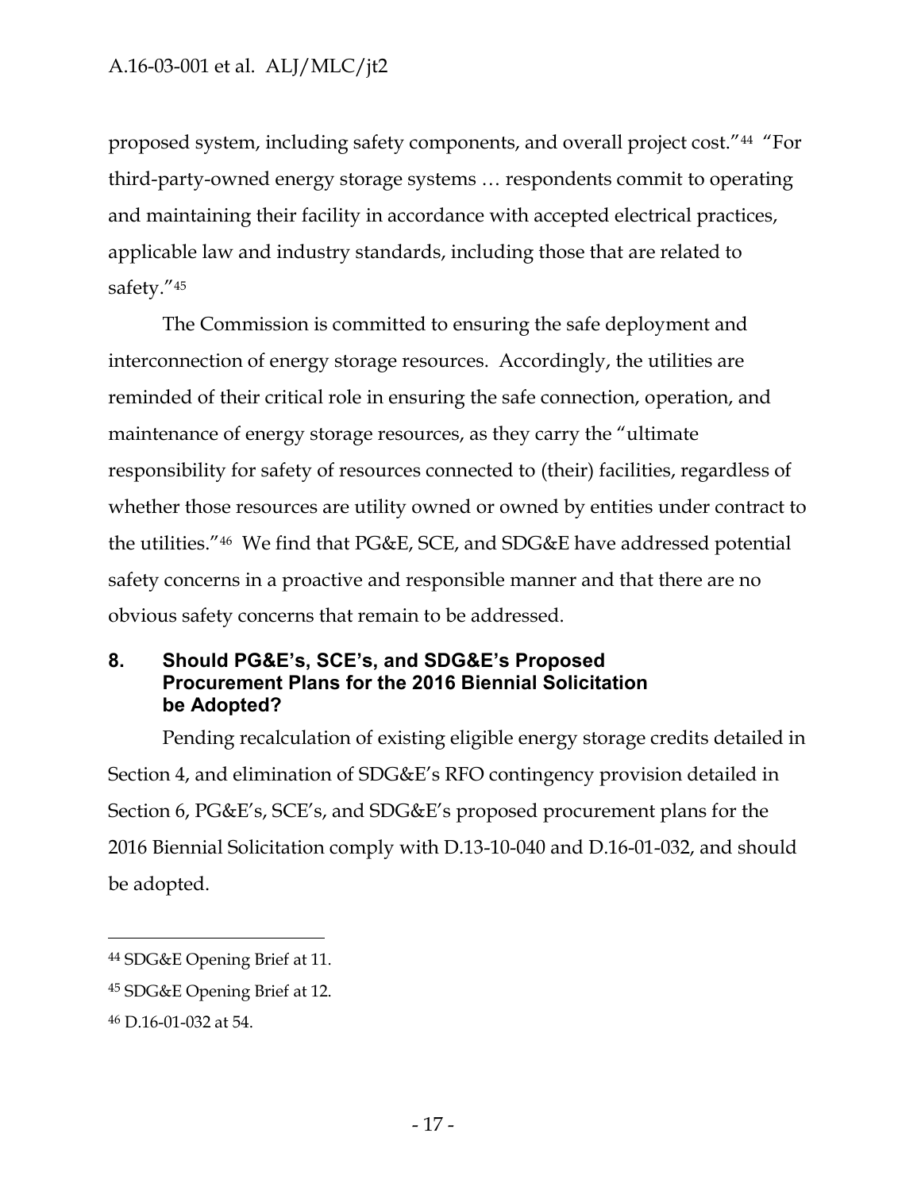proposed system, including safety components, and overall project cost."[44] "For third-party-owned energy storage systems … respondents commit to operating and maintaining their facility in accordance with accepted electrical practices, applicable law and industry standards, including those that are related to safety."[45]

The Commission is committed to ensuring the safe deployment and interconnection of energy storage resources. Accordingly, the utilities are reminded of their critical role in ensuring the safe connection, operation, and maintenance of energy storage resources, as they carry the "ultimate responsibility for safety of resources connected to (their) facilities, regardless of whether those resources are utility owned or owned by entities under contract to the utilities."[46] We find that PG&E, SCE, and SDG&E have addressed potential safety concerns in a proactive and responsible manner and that there are no obvious safety concerns that remain to be addressed.

## 8. Should PG&E's, SCE's, and SDG&E's Proposed Procurement Plans for the 2016 Biennial Solicitation be Adopted?

Pending recalculation of existing eligible energy storage credits detailed in Section 4, and elimination of SDG&E's RFO contingency provision detailed in Section 6, PG&E's, SCE's, and SDG&E's proposed procurement plans for the 2016 Biennial Solicitation comply with D.13-10-040 and D.16-01-032, and should be adopted.

---

[44] SDG&E Opening Brief at 11.

[45] SDG&E Opening Brief at 12.

[46] D.16-01-032 at 54.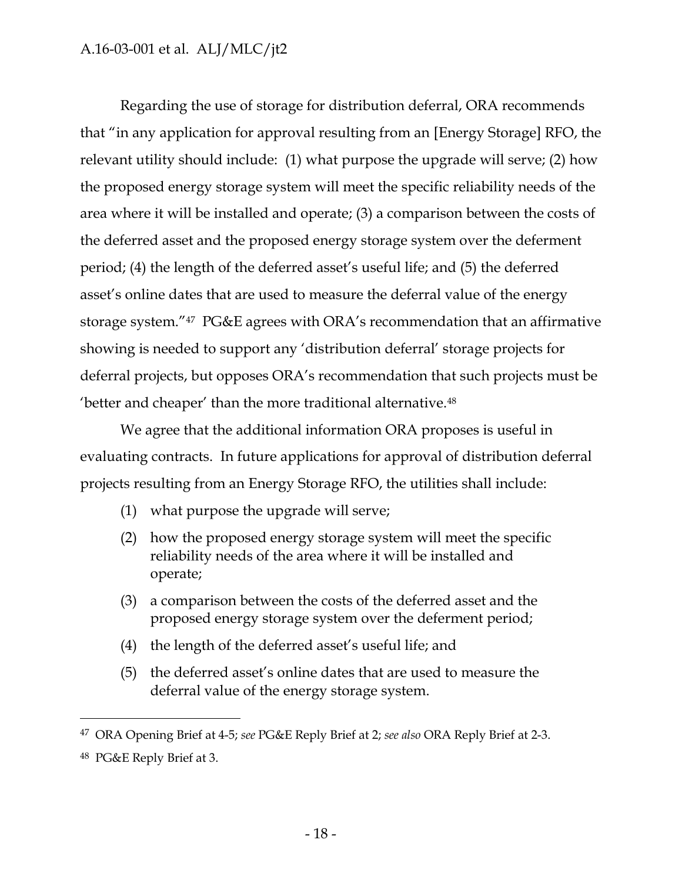Regarding the use of storage for distribution deferral, ORA recommends that "in any application for approval resulting from an [Energy Storage] RFO, the relevant utility should include: (1) what purpose the upgrade will serve; (2) how the proposed energy storage system will meet the specific reliability needs of the area where it will be installed and operate; (3) a comparison between the costs of the deferred asset and the proposed energy storage system over the deferment period; (4) the length of the deferred asset's useful life; and (5) the deferred asset's online dates that are used to measure the deferral value of the energy storage system."[47] PG&E agrees with ORA's recommendation that an affirmative showing is needed to support any 'distribution deferral' storage projects for deferral projects, but opposes ORA's recommendation that such projects must be 'better and cheaper' than the more traditional alternative.[48]

We agree that the additional information ORA proposes is useful in evaluating contracts. In future applications for approval of distribution deferral projects resulting from an Energy Storage RFO, the utilities shall include:

(1) what purpose the upgrade will serve;

(2) how the proposed energy storage system will meet the specific reliability needs of the area where it will be installed and operate;

(3) a comparison between the costs of the deferred asset and the proposed energy storage system over the deferment period;

(4) the length of the deferred asset's useful life; and

(5) the deferred asset's online dates that are used to measure the deferral value of the energy storage system.

---

[47] ORA Opening Brief at 4-5; *see* PG&E Reply Brief at 2; *see also* ORA Reply Brief at 2-3.

[48] PG&E Reply Brief at 3.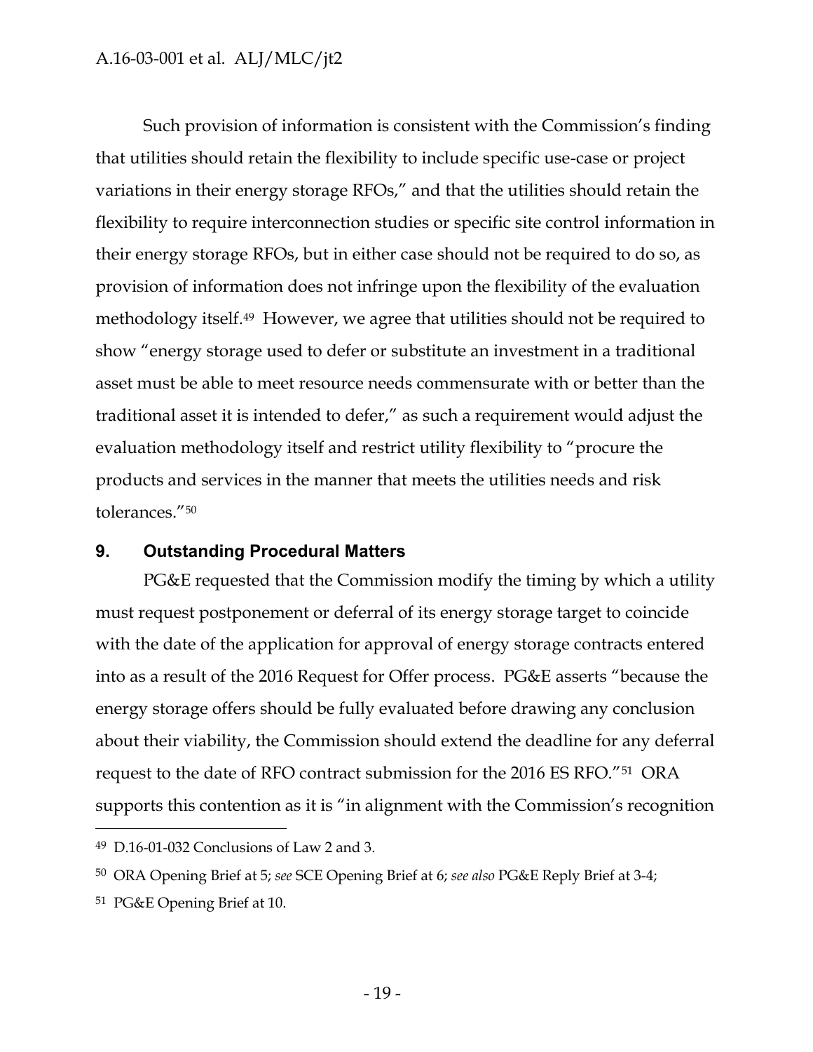Such provision of information is consistent with the Commission's finding that utilities should retain the flexibility to include specific use-case or project variations in their energy storage RFOs," and that the utilities should retain the flexibility to require interconnection studies or specific site control information in their energy storage RFOs, but in either case should not be required to do so, as provision of information does not infringe upon the flexibility of the evaluation methodology itself.[49] However, we agree that utilities should not be required to show "energy storage used to defer or substitute an investment in a traditional asset must be able to meet resource needs commensurate with or better than the traditional asset it is intended to defer," as such a requirement would adjust the evaluation methodology itself and restrict utility flexibility to "procure the products and services in the manner that meets the utilities needs and risk tolerances."[50]

## 9. Outstanding Procedural Matters

PG&E requested that the Commission modify the timing by which a utility must request postponement or deferral of its energy storage target to coincide with the date of the application for approval of energy storage contracts entered into as a result of the 2016 Request for Offer process. PG&E asserts "because the energy storage offers should be fully evaluated before drawing any conclusion about their viability, the Commission should extend the deadline for any deferral request to the date of RFO contract submission for the 2016 ES RFO."[51] ORA supports this contention as it is "in alignment with the Commission's recognition

---

[49] D.16-01-032 Conclusions of Law 2 and 3.

[50] ORA Opening Brief at 5; *see* SCE Opening Brief at 6; *see also* PG&E Reply Brief at 3-4;

[51] PG&E Opening Brief at 10.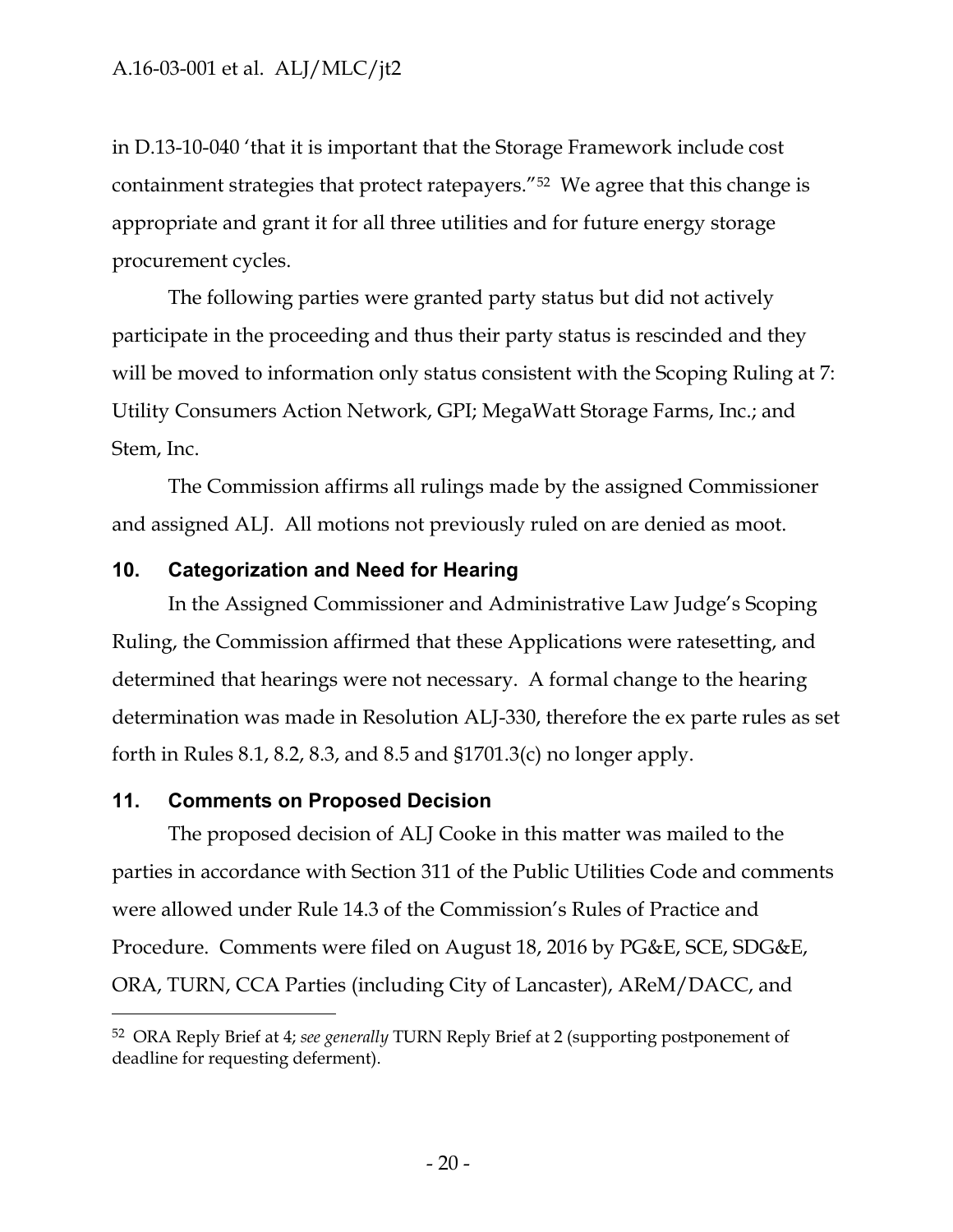in D.13-10-040 'that it is important that the Storage Framework include cost containment strategies that protect ratepayers."[52] We agree that this change is appropriate and grant it for all three utilities and for future energy storage procurement cycles.

The following parties were granted party status but did not actively participate in the proceeding and thus their party status is rescinded and they will be moved to information only status consistent with the Scoping Ruling at 7: Utility Consumers Action Network, GPI; MegaWatt Storage Farms, Inc.; and Stem, Inc.

The Commission affirms all rulings made by the assigned Commissioner and assigned ALJ. All motions not previously ruled on are denied as moot.

## 10. Categorization and Need for Hearing

In the Assigned Commissioner and Administrative Law Judge's Scoping Ruling, the Commission affirmed that these Applications were ratesetting, and determined that hearings were not necessary. A formal change to the hearing determination was made in Resolution ALJ-330, therefore the ex parte rules as set forth in Rules 8.1, 8.2, 8.3, and 8.5 and §1701.3(c) no longer apply.

## 11. Comments on Proposed Decision

The proposed decision of ALJ Cooke in this matter was mailed to the parties in accordance with Section 311 of the Public Utilities Code and comments were allowed under Rule 14.3 of the Commission's Rules of Practice and Procedure. Comments were filed on August 18, 2016 by PG&E, SCE, SDG&E, ORA, TURN, CCA Parties (including City of Lancaster), AReM/DACC, and

---

[52] ORA Reply Brief at 4; *see generally* TURN Reply Brief at 2 (supporting postponement of deadline for requesting deferment).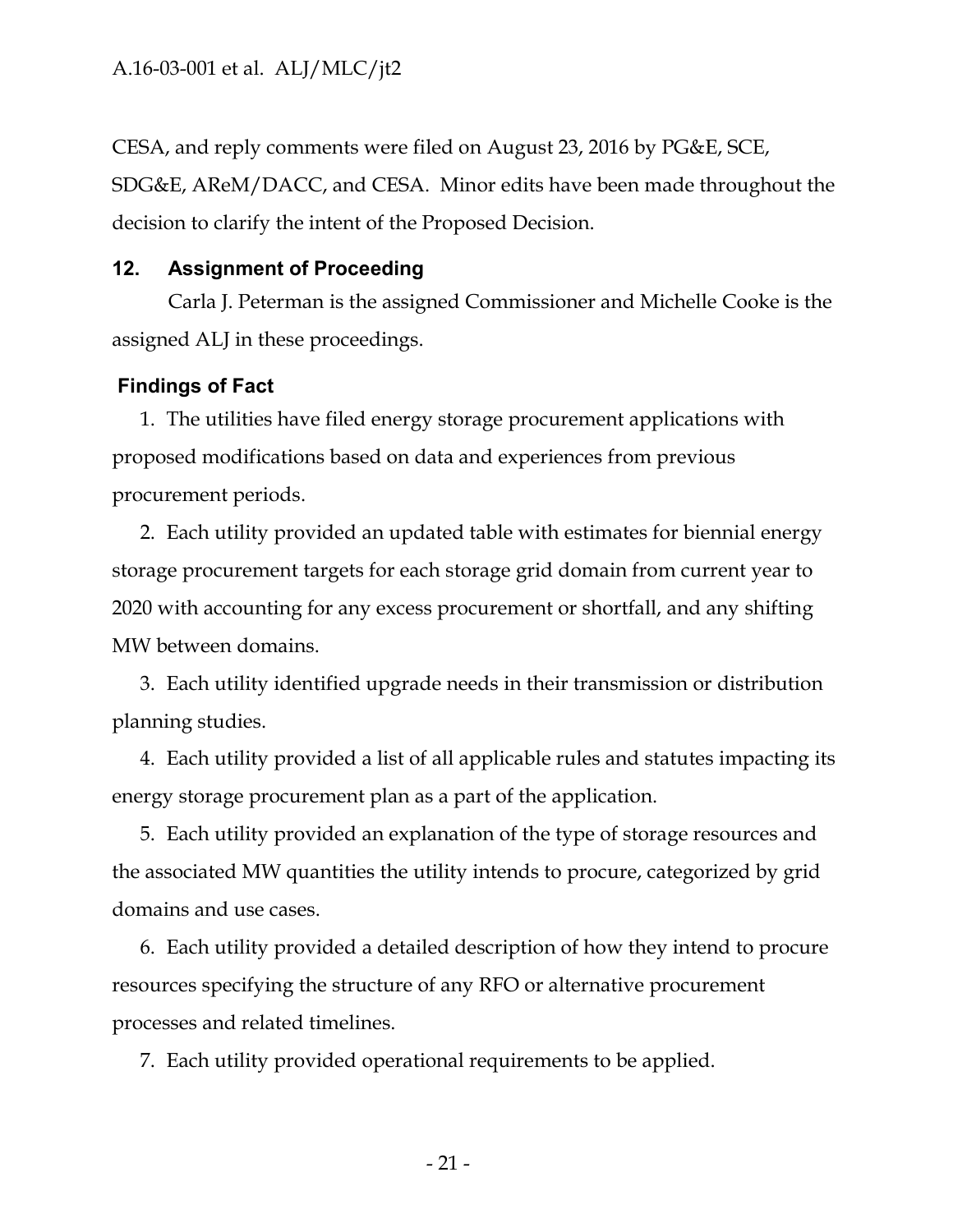CESA, and reply comments were filed on August 23, 2016 by PG&E, SCE, SDG&E, AReM/DACC, and CESA. Minor edits have been made throughout the decision to clarify the intent of the Proposed Decision.

## 12. Assignment of Proceeding

Carla J. Peterman is the assigned Commissioner and Michelle Cooke is the assigned ALJ in these proceedings.

## Findings of Fact

1. The utilities have filed energy storage procurement applications with proposed modifications based on data and experiences from previous procurement periods.

2. Each utility provided an updated table with estimates for biennial energy storage procurement targets for each storage grid domain from current year to 2020 with accounting for any excess procurement or shortfall, and any shifting MW between domains.

3. Each utility identified upgrade needs in their transmission or distribution planning studies.

4. Each utility provided a list of all applicable rules and statutes impacting its energy storage procurement plan as a part of the application.

5. Each utility provided an explanation of the type of storage resources and the associated MW quantities the utility intends to procure, categorized by grid domains and use cases.

6. Each utility provided a detailed description of how they intend to procure resources specifying the structure of any RFO or alternative procurement processes and related timelines.

7. Each utility provided operational requirements to be applied.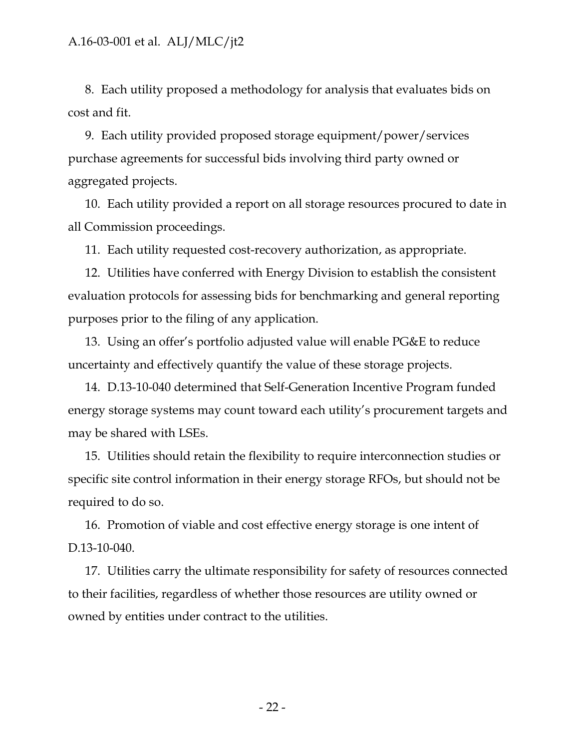8. Each utility proposed a methodology for analysis that evaluates bids on cost and fit.

9. Each utility provided proposed storage equipment/power/services purchase agreements for successful bids involving third party owned or aggregated projects.

10. Each utility provided a report on all storage resources procured to date in all Commission proceedings.

11. Each utility requested cost-recovery authorization, as appropriate.

12. Utilities have conferred with Energy Division to establish the consistent evaluation protocols for assessing bids for benchmarking and general reporting purposes prior to the filing of any application.

13. Using an offer's portfolio adjusted value will enable PG&E to reduce uncertainty and effectively quantify the value of these storage projects.

14. D.13-10-040 determined that Self-Generation Incentive Program funded energy storage systems may count toward each utility's procurement targets and may be shared with LSEs.

15. Utilities should retain the flexibility to require interconnection studies or specific site control information in their energy storage RFOs, but should not be required to do so.

16. Promotion of viable and cost effective energy storage is one intent of D.13-10-040.

17. Utilities carry the ultimate responsibility for safety of resources connected to their facilities, regardless of whether those resources are utility owned or owned by entities under contract to the utilities.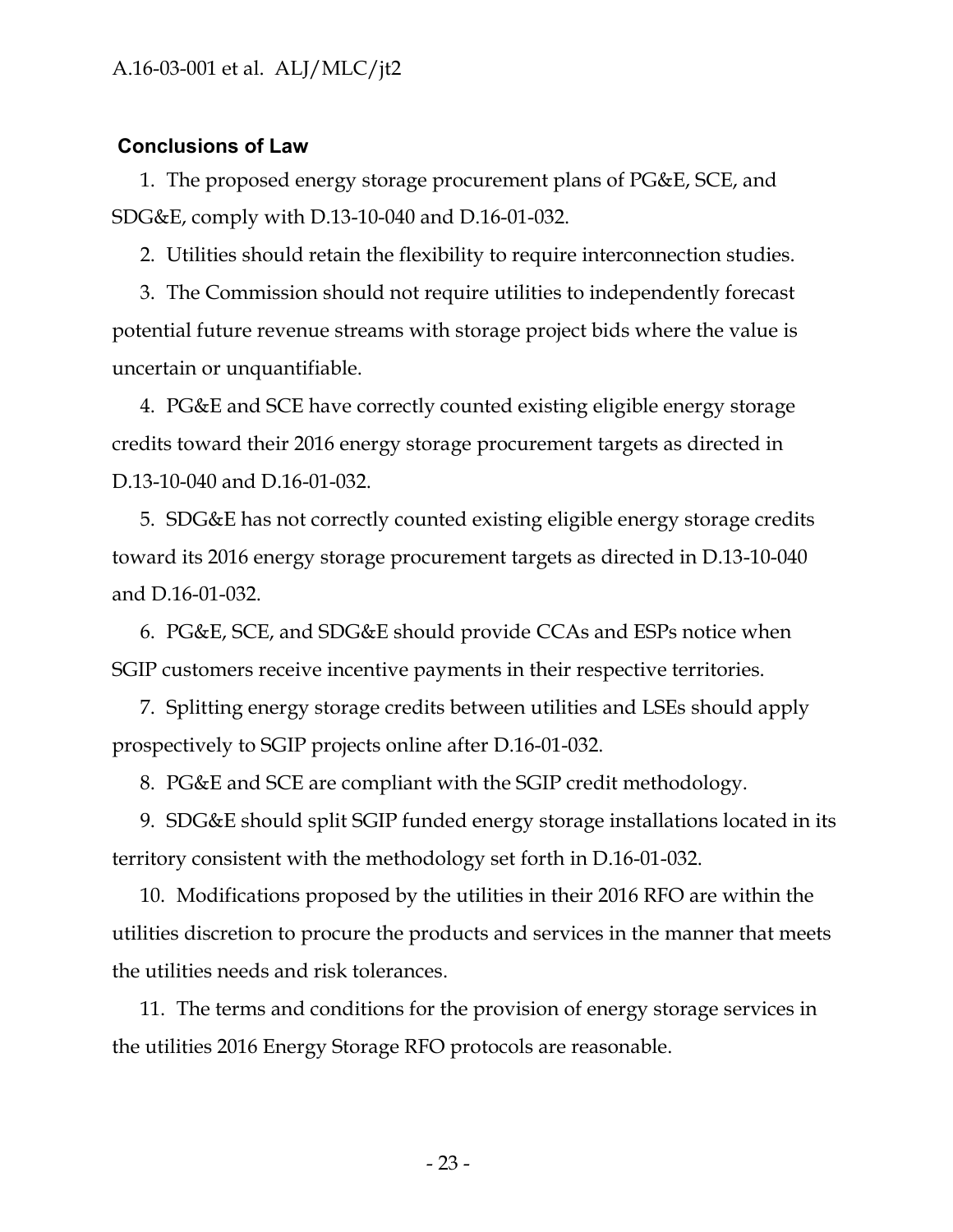## Conclusions of Law

1. The proposed energy storage procurement plans of PG&E, SCE, and SDG&E, comply with D.13-10-040 and D.16-01-032.

2. Utilities should retain the flexibility to require interconnection studies.

3. The Commission should not require utilities to independently forecast potential future revenue streams with storage project bids where the value is uncertain or unquantifiable.

4. PG&E and SCE have correctly counted existing eligible energy storage credits toward their 2016 energy storage procurement targets as directed in D.13-10-040 and D.16-01-032.

5. SDG&E has not correctly counted existing eligible energy storage credits toward its 2016 energy storage procurement targets as directed in D.13-10-040 and D.16-01-032.

6. PG&E, SCE, and SDG&E should provide CCAs and ESPs notice when SGIP customers receive incentive payments in their respective territories.

7. Splitting energy storage credits between utilities and LSEs should apply prospectively to SGIP projects online after D.16-01-032.

8. PG&E and SCE are compliant with the SGIP credit methodology.

9. SDG&E should split SGIP funded energy storage installations located in its territory consistent with the methodology set forth in D.16-01-032.

10. Modifications proposed by the utilities in their 2016 RFO are within the utilities discretion to procure the products and services in the manner that meets the utilities needs and risk tolerances.

11. The terms and conditions for the provision of energy storage services in the utilities 2016 Energy Storage RFO protocols are reasonable.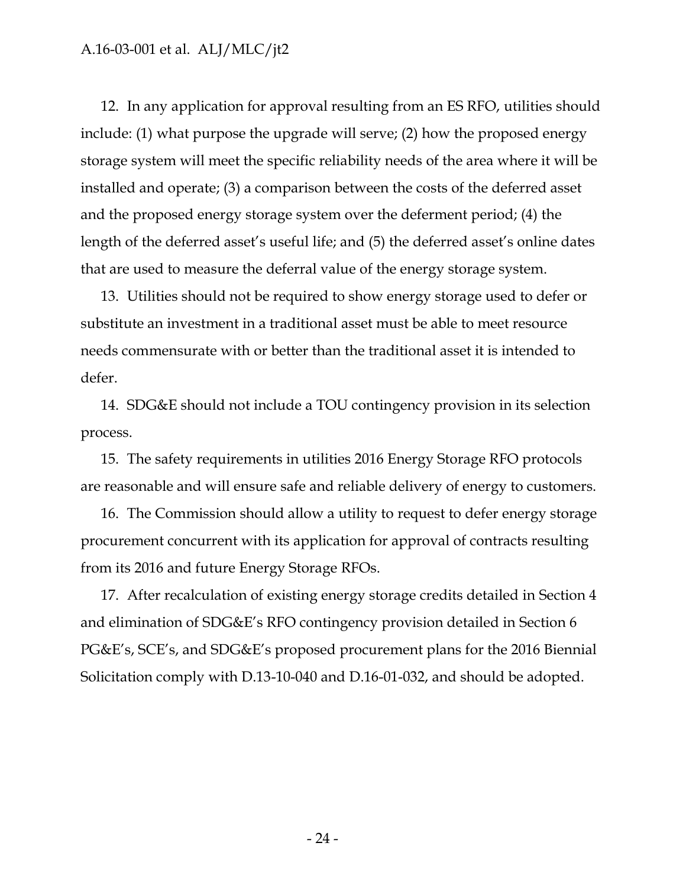12. In any application for approval resulting from an ES RFO, utilities should include: (1) what purpose the upgrade will serve; (2) how the proposed energy storage system will meet the specific reliability needs of the area where it will be installed and operate; (3) a comparison between the costs of the deferred asset and the proposed energy storage system over the deferment period; (4) the length of the deferred asset's useful life; and (5) the deferred asset's online dates that are used to measure the deferral value of the energy storage system.

13. Utilities should not be required to show energy storage used to defer or substitute an investment in a traditional asset must be able to meet resource needs commensurate with or better than the traditional asset it is intended to defer.

14. SDG&E should not include a TOU contingency provision in its selection process.

15. The safety requirements in utilities 2016 Energy Storage RFO protocols are reasonable and will ensure safe and reliable delivery of energy to customers.

16. The Commission should allow a utility to request to defer energy storage procurement concurrent with its application for approval of contracts resulting from its 2016 and future Energy Storage RFOs.

17. After recalculation of existing energy storage credits detailed in Section 4 and elimination of SDG&E's RFO contingency provision detailed in Section 6 PG&E's, SCE's, and SDG&E's proposed procurement plans for the 2016 Biennial Solicitation comply with D.13-10-040 and D.16-01-032, and should be adopted.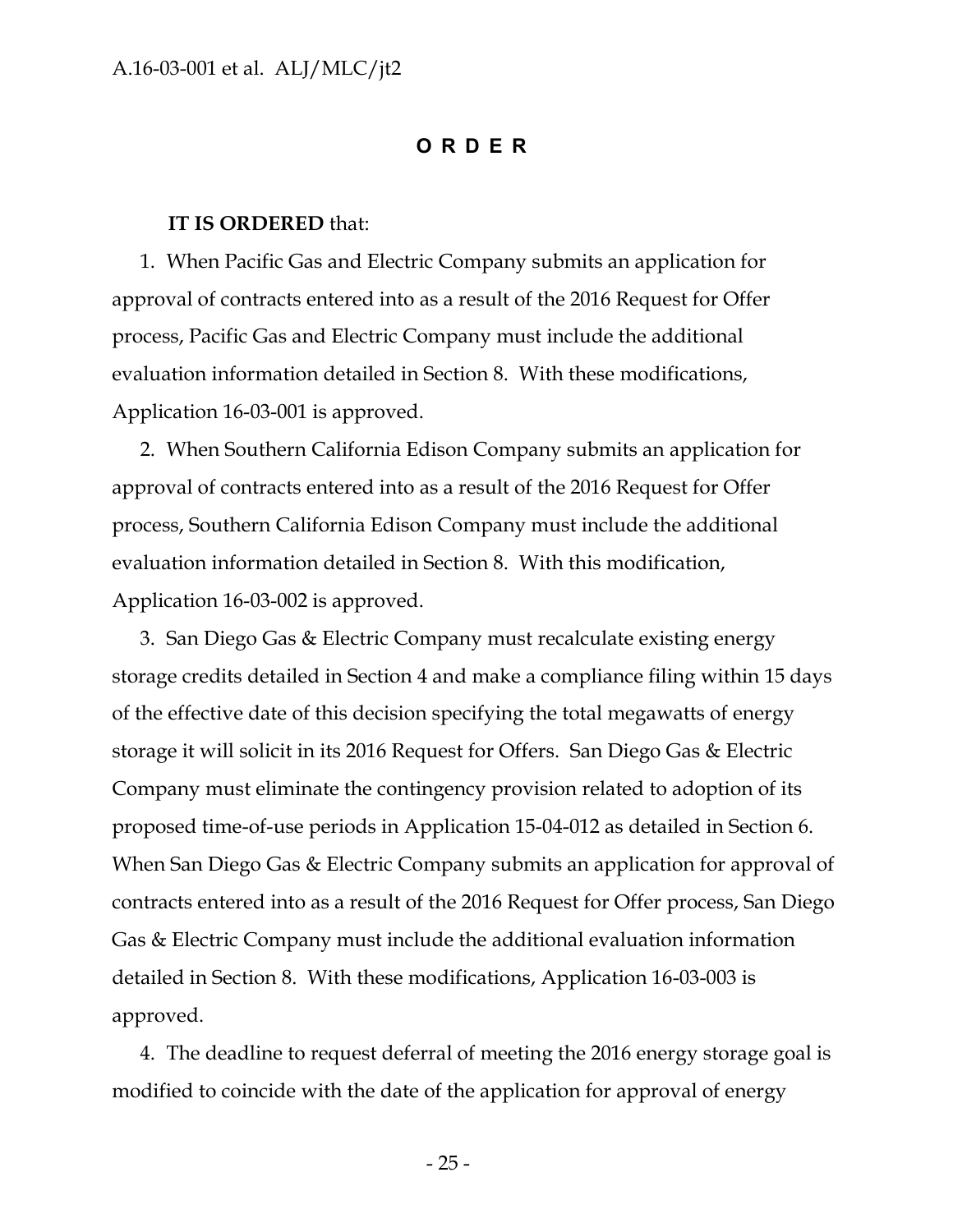## O R D E R

**IT IS ORDERED** that:

1. When Pacific Gas and Electric Company submits an application for approval of contracts entered into as a result of the 2016 Request for Offer process, Pacific Gas and Electric Company must include the additional evaluation information detailed in Section 8. With these modifications, Application 16-03-001 is approved.

2. When Southern California Edison Company submits an application for approval of contracts entered into as a result of the 2016 Request for Offer process, Southern California Edison Company must include the additional evaluation information detailed in Section 8. With this modification, Application 16-03-002 is approved.

3. San Diego Gas & Electric Company must recalculate existing energy storage credits detailed in Section 4 and make a compliance filing within 15 days of the effective date of this decision specifying the total megawatts of energy storage it will solicit in its 2016 Request for Offers. San Diego Gas & Electric Company must eliminate the contingency provision related to adoption of its proposed time-of-use periods in Application 15-04-012 as detailed in Section 6. When San Diego Gas & Electric Company submits an application for approval of contracts entered into as a result of the 2016 Request for Offer process, San Diego Gas & Electric Company must include the additional evaluation information detailed in Section 8. With these modifications, Application 16-03-003 is approved.

4. The deadline to request deferral of meeting the 2016 energy storage goal is modified to coincide with the date of the application for approval of energy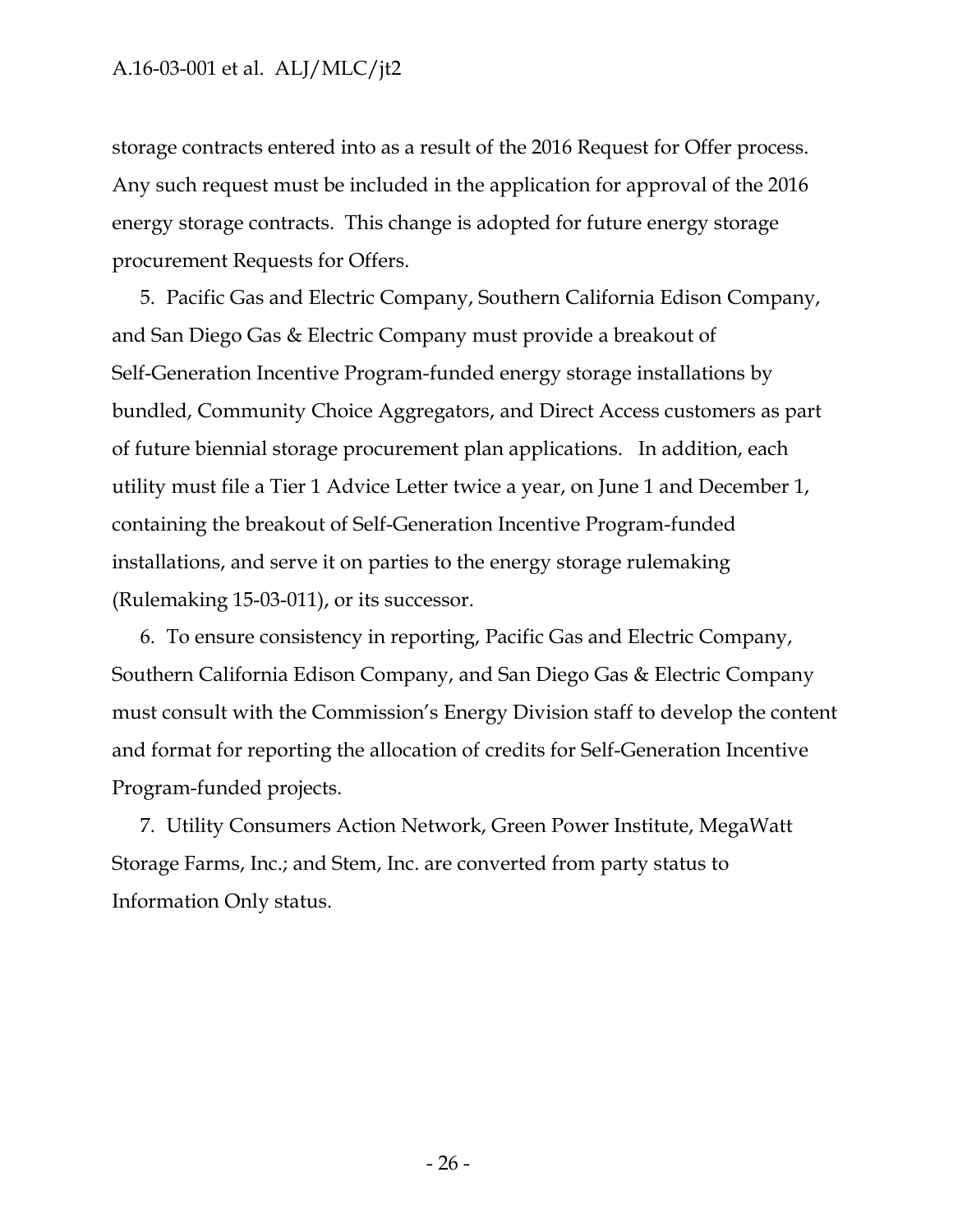storage contracts entered into as a result of the 2016 Request for Offer process. Any such request must be included in the application for approval of the 2016 energy storage contracts. This change is adopted for future energy storage procurement Requests for Offers.

5. Pacific Gas and Electric Company, Southern California Edison Company, and San Diego Gas & Electric Company must provide a breakout of Self-Generation Incentive Program-funded energy storage installations by bundled, Community Choice Aggregators, and Direct Access customers as part of future biennial storage procurement plan applications. In addition, each utility must file a Tier 1 Advice Letter twice a year, on June 1 and December 1, containing the breakout of Self-Generation Incentive Program-funded installations, and serve it on parties to the energy storage rulemaking (Rulemaking 15-03-011), or its successor.

6. To ensure consistency in reporting, Pacific Gas and Electric Company, Southern California Edison Company, and San Diego Gas & Electric Company must consult with the Commission's Energy Division staff to develop the content and format for reporting the allocation of credits for Self-Generation Incentive Program-funded projects.

7. Utility Consumers Action Network, Green Power Institute, MegaWatt Storage Farms, Inc.; and Stem, Inc. are converted from party status to Information Only status.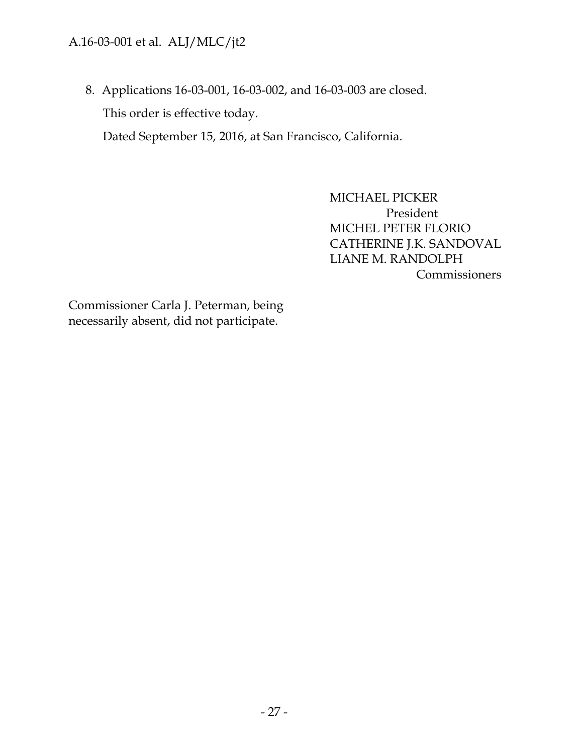8. Applications 16-03-001, 16-03-002, and 16-03-003 are closed.

This order is effective today.

Dated September 15, 2016, at San Francisco, California.

MICHAEL PICKER
President
MICHEL PETER FLORIO
CATHERINE J.K. SANDOVAL
LIANE M. RANDOLPH
Commissioners

Commissioner Carla J. Peterman, being necessarily absent, did not participate.